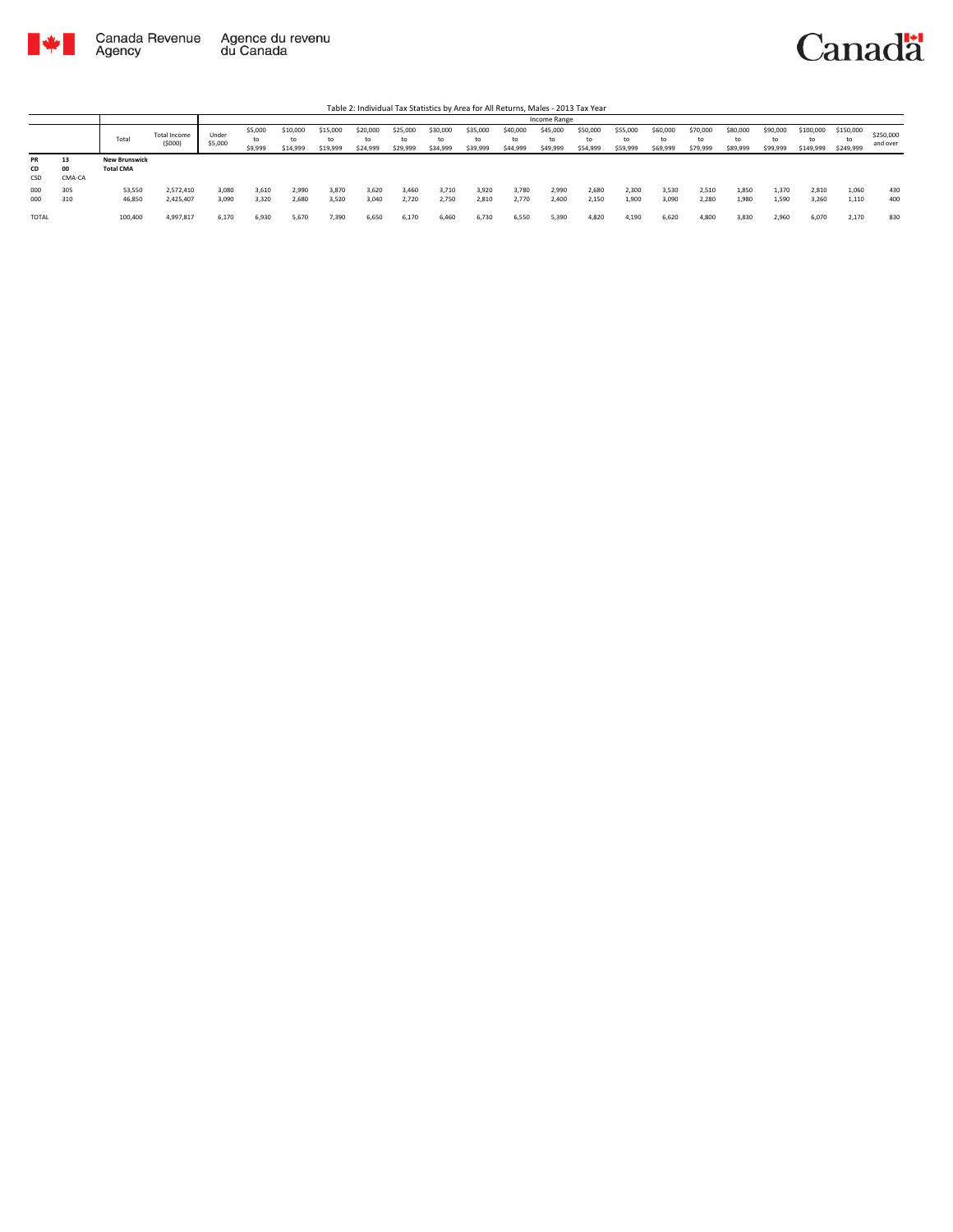Canada Revenue Agency | Agence du revenu du Canada

Canada

Table 2: Individual Tax Statistics by Area for All Returns, Males - 2013 Tax Year

| | | Total | Total Income ($000) | Income Range | | | | | | | | | | | | | | | | | | | | |
|---|---|---|---|---|---|---|---|---|---|---|---|---|---|---|---|---|---|---|---|---|---|---|---|---|
| | | | | Under $5,000 | $5,000 to $9,999 | $10,000 to $14,999 | $15,000 to $19,999 | $20,000 to $24,999 | $25,000 to $29,999 | $30,000 to $34,999 | $35,000 to $39,999 | $40,000 to $44,999 | $45,000 to $49,999 | $50,000 to $54,999 | $55,000 to $59,999 | $60,000 to $69,999 | $70,000 to $79,999 | $80,000 to $89,999 | $90,000 to $99,999 | $100,000 to $149,999 | $150,000 to $249,999 | $250,000 and over |
| PR / CD / CSD | 13 / 00 / CMA-CA | **New Brunswick** **Total CMA** | | | | | | | | | | | | | | | | | | | | |
| 000 | 305 | 53,550 | 2,572,410 | 3,080 | 3,610 | 2,990 | 3,870 | 3,620 | 3,460 | 3,710 | 3,920 | 3,780 | 2,990 | 2,680 | 2,300 | 3,530 | 2,510 | 1,850 | 1,370 | 2,810 | 1,060 | 430 |
| 000 | 310 | 46,850 | 2,425,407 | 3,090 | 3,320 | 2,680 | 3,520 | 3,040 | 2,720 | 2,750 | 2,810 | 2,770 | 2,400 | 2,150 | 1,900 | 3,090 | 2,280 | 1,980 | 1,590 | 3,260 | 1,110 | 400 |
| TOTAL | | 100,400 | 4,997,817 | 6,170 | 6,930 | 5,670 | 7,390 | 6,650 | 6,170 | 6,460 | 6,730 | 6,550 | 5,390 | 4,820 | 4,190 | 6,620 | 4,800 | 3,830 | 2,960 | 6,070 | 2,170 | 830 |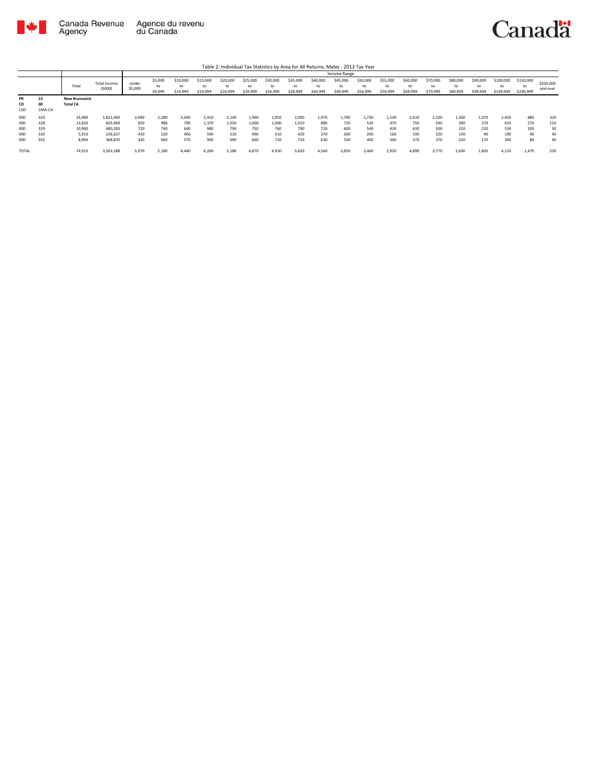Table 2: Individual Tax Statistics by Area for All Returns, Males - 2013 Tax Year

| | | Total | Total Income ($000) | Income Range | | | | | | | | | | | | | | | | | | | |
|---|---|---|---|---|---|---|---|---|---|---|---|---|---|---|---|---|---|---|---|---|---|---|---|
| | | | | Under $5,000 | $5,000 to $9,999 | $10,000 to $14,999 | $15,000 to $19,999 | $20,000 to $24,999 | $25,000 to $29,999 | $30,000 to $34,999 | $35,000 to $39,999 | $40,000 to $44,999 | $45,000 to $49,999 | $50,000 to $54,999 | $55,000 to $59,999 | $60,000 to $69,999 | $70,000 to $79,999 | $80,000 to $89,999 | $90,000 to $99,999 | $100,000 to $149,999 | $150,000 to $249,999 | $250,000 and over |
| **PR** | **13** | **New Brunswick** | | | | | | | | | | | | | | | | | | | | |
| **CD** | **00** | **Total CA** | | | | | | | | | | | | | | | | | | | | |
| CSD | CMA-CA | | | | | | | | | | | | | | | | | | | | | |
| 000 | 320 | 35,480 | 1,821,440 | 2,690 | 2,280 | 2,040 | 2,410 | 2,140 | 1,960 | 1,950 | 2,090 | 1,970 | 1,700 | 1,730 | 1,530 | 2,610 | 2,100 | 1,560 | 1,070 | 2,450 | 880 | 310 |
| 000 | 328 | 13,630 | 605,969 | 820 | 980 | 790 | 1,370 | 1,050 | 1,000 | 1,000 | 1,010 | 880 | 720 | 530 | 470 | 750 | 590 | 390 | 270 | 650 | 270 | 110 |
| 000 | 329 | 10,900 | 480,283 | 720 | 740 | 640 | 980 | 790 | 750 | 760 | 790 | 720 | 600 | 540 | 430 | 630 | 500 | 320 | 220 | 530 | 200 | 50 |
| 000 | 330 | 5,910 | 226,627 | 410 | 520 | 400 | 590 | 510 | 490 | 510 | 420 | 370 | 300 | 200 | 160 | 330 | 220 | 130 | 90 | 190 | 40 | 40 |
| 000 | 335 | 8,990 | 368,870 | 430 | 660 | 570 | 900 | 690 | 660 | 720 | 710 | 630 | 530 | 400 | 340 | 570 | 370 | 220 | 170 | 300 | 80 | 40 |
| TOTAL | | 74,910 | 3,503,188 | 5,070 | 5,180 | 4,440 | 6,260 | 5,180 | 4,870 | 4,930 | 5,020 | 4,560 | 3,850 | 3,400 | 2,920 | 4,890 | 3,770 | 2,630 | 1,820 | 4,110 | 1,470 | 550 |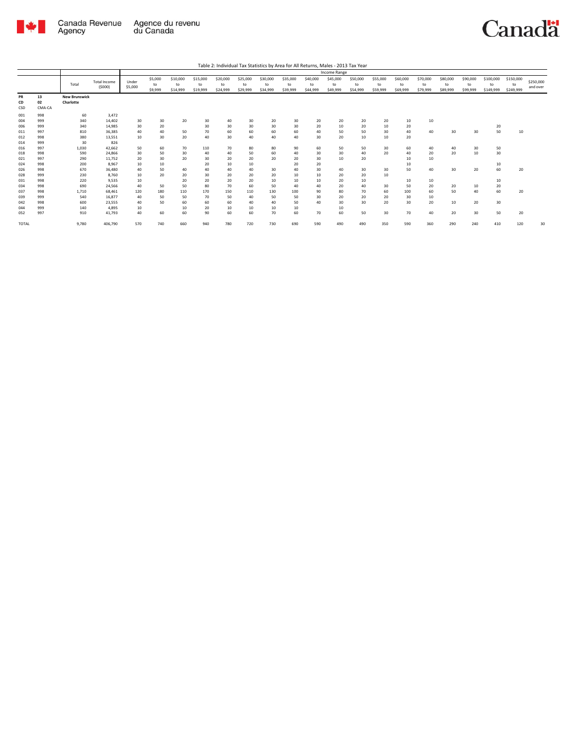Table 2: Individual Tax Statistics by Area for All Returns, Males - 2013 Tax Year

| PR<br>CD<br>CSD | CMA-CA | Total | Total Income ($000) | Under $5,000 | $5,000 to $9,999 | $10,000 to $14,999 | $15,000 to $19,999 | $20,000 to $24,999 | $25,000 to $29,999 | $30,000 to $34,999 | $35,000 to $39,999 | $40,000 to $44,999 | $45,000 to $49,999 | $50,000 to $54,999 | $55,000 to $59,999 | $60,000 to $69,999 | $70,000 to $79,999 | $80,000 to $89,999 | $90,000 to $99,999 | $100,000 to $149,999 | $150,000 to $249,999 | $250,000 and over |
|---|---|---|---|---|---|---|---|---|---|---|---|---|---|---|---|---|---|---|---|---|---|---|
| | | | | Income Range | | | | | | | | | | | | | | | | | | |
| 13 | | New Brunswick | | | | | | | | | | | | | | | | | | | | |
| 02 | | Charlotte | | | | | | | | | | | | | | | | | | | | |
| 001 | 998 | 60 | 3,472 | | | | | | | | | | | | | | | | | | | |
| 004 | 999 | 340 | 14,402 | 30 | 30 | 20 | 30 | 40 | 30 | 20 | 30 | 20 | 20 | 20 | 20 | 10 | 10 | | | | | |
| 006 | 999 | 340 | 14,985 | 30 | 20 | | 30 | 30 | 30 | 30 | 30 | 20 | 10 | 20 | 10 | 20 | | | | 20 | | |
| 011 | 997 | 810 | 36,385 | 40 | 40 | 50 | 70 | 60 | 60 | 60 | 60 | 40 | 50 | 50 | 30 | 40 | 40 | 30 | 30 | 50 | 10 | |
| 012 | 998 | 380 | 13,551 | 10 | 30 | 20 | 40 | 30 | 40 | 40 | 40 | 30 | 20 | 10 | 10 | 20 | | | | | | |
| 014 | 999 | 30 | 826 | | | | | | | | | | | | | | | | | | | |
| 016 | 997 | 1,030 | 42,662 | 50 | 60 | 70 | 110 | 70 | 80 | 80 | 90 | 60 | 50 | 50 | 30 | 60 | 40 | 40 | 30 | 50 | | |
| 018 | 998 | 590 | 24,866 | 30 | 50 | 30 | 40 | 40 | 50 | 60 | 40 | 30 | 30 | 40 | 20 | 40 | 20 | 20 | 10 | 30 | | |
| 021 | 997 | 290 | 11,752 | 20 | 30 | 20 | 30 | 20 | 20 | 20 | 20 | 30 | 10 | 20 | | 10 | 10 | | | | | |
| 024 | 998 | 200 | 8,967 | 10 | 10 | | 20 | 10 | 10 | | 20 | 20 | | | | 10 | | | | 10 | | |
| 026 | 998 | 670 | 36,480 | 40 | 50 | 40 | 40 | 40 | 40 | 30 | 40 | 30 | 40 | 30 | 30 | 50 | 40 | 30 | 20 | 60 | 20 | |
| 028 | 999 | 230 | 8,760 | 10 | 20 | 20 | 30 | 20 | 20 | 20 | 10 | 10 | 20 | 20 | 10 | | | | | | | |
| 031 | 998 | 220 | 9,535 | 10 | | 20 | 20 | 20 | 20 | 10 | 10 | 10 | 20 | 10 | | 10 | 10 | | | 10 | | |
| 034 | 998 | 690 | 24,566 | 40 | 50 | 50 | 80 | 70 | 60 | 50 | 40 | 40 | 20 | 40 | 30 | 50 | 20 | 20 | 10 | 20 | | |
| 037 | 998 | 1,710 | 68,461 | 120 | 180 | 110 | 170 | 150 | 110 | 130 | 100 | 90 | 80 | 70 | 60 | 100 | 60 | 50 | 40 | 60 | 20 | |
| 039 | 999 | 540 | 16,877 | 40 | 50 | 50 | 70 | 50 | 40 | 50 | 50 | 30 | 20 | 20 | 20 | 30 | 10 | | | | | |
| 042 | 998 | 600 | 23,555 | 40 | 50 | 60 | 60 | 60 | 40 | 40 | 50 | 40 | 30 | 30 | 20 | 30 | 20 | 10 | 20 | 30 | | |
| 044 | 999 | 140 | 4,895 | 10 | | 10 | 20 | 10 | 10 | 10 | 10 | | 10 | | | | | | | | | |
| 052 | 997 | 910 | 41,793 | 40 | 60 | 60 | 90 | 60 | 60 | 70 | 60 | 70 | 60 | 50 | 30 | 70 | 40 | 20 | 30 | 50 | 20 | |
| TOTAL | | 9,780 | 406,790 | 570 | 740 | 660 | 940 | 780 | 720 | 730 | 690 | 590 | 490 | 490 | 350 | 590 | 360 | 290 | 240 | 410 | 120 | 30 |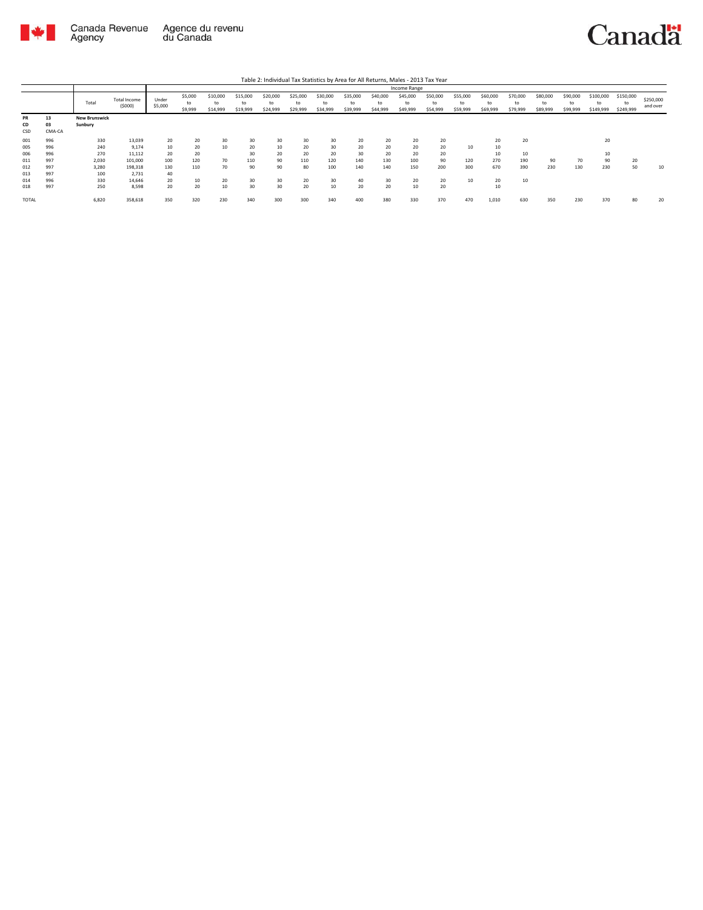Table 2: Individual Tax Statistics by Area for All Returns, Males - 2013 Tax Year

| | | Total | Total Income ($000) | Income Range | | | | | | | | | | | | | | | | | | |
|---|---|---|---|---|---|---|---|---|---|---|---|---|---|---|---|---|---|---|---|---|---|---|
| | | | | Under $5,000 | $5,000 to $9,999 | $10,000 to $14,999 | $15,000 to $19,999 | $20,000 to $24,999 | $25,000 to $29,999 | $30,000 to $34,999 | $35,000 to $39,999 | $40,000 to $44,999 | $45,000 to $49,999 | $50,000 to $54,999 | $55,000 to $59,999 | $60,000 to $69,999 | $70,000 to $79,999 | $80,000 to $89,999 | $90,000 to $99,999 | $100,000 to $149,999 | $150,000 to $249,999 | $250,000 and over |
| PR | 13 | **New Brunswick** | | | | | | | | | | | | | | | | | | | | |
| CD | 03 | **Sunbury** | | | | | | | | | | | | | | | | | | | | |
| CSD | CMA-CA | | | | | | | | | | | | | | | | | | | | | |
| 001 | 996 | 330 | 13,039 | 20 | 20 | 30 | 30 | 30 | 30 | 30 | 20 | 20 | 20 | 20 | | 20 | 20 | | | 20 | | |
| 005 | 996 | 240 | 9,174 | 10 | 20 | 10 | 20 | 10 | 20 | 30 | 20 | 20 | 20 | 20 | 10 | 10 | | | | | | |
| 006 | 996 | 270 | 11,112 | 20 | 20 | | 30 | 20 | 20 | 20 | 30 | 20 | 20 | 20 | | 10 | 10 | | | 10 | | |
| 011 | 997 | 2,030 | 101,000 | 100 | 120 | 70 | 110 | 90 | 110 | 120 | 140 | 130 | 100 | 90 | 120 | 270 | 190 | 90 | 70 | 90 | 20 | |
| 012 | 997 | 3,280 | 198,318 | 130 | 110 | 70 | 90 | 90 | 80 | 100 | 140 | 140 | 150 | 200 | 300 | 670 | 390 | 230 | 130 | 230 | 50 | 10 |
| 013 | 997 | 100 | 2,731 | 40 | | | | | | | | | | | | | | | | | | |
| 014 | 996 | 330 | 14,646 | 20 | 10 | 20 | 30 | 30 | 20 | 30 | 40 | 30 | 20 | 20 | 10 | 20 | 10 | | | | | |
| 018 | 997 | 250 | 8,598 | 20 | 20 | 10 | 30 | 30 | 20 | 10 | 20 | 20 | 10 | 20 | | 10 | | | | | | |
| TOTAL | | 6,820 | 358,618 | 350 | 320 | 230 | 340 | 300 | 300 | 340 | 400 | 380 | 330 | 370 | 470 | 1,010 | 630 | 350 | 230 | 370 | 80 | 20 |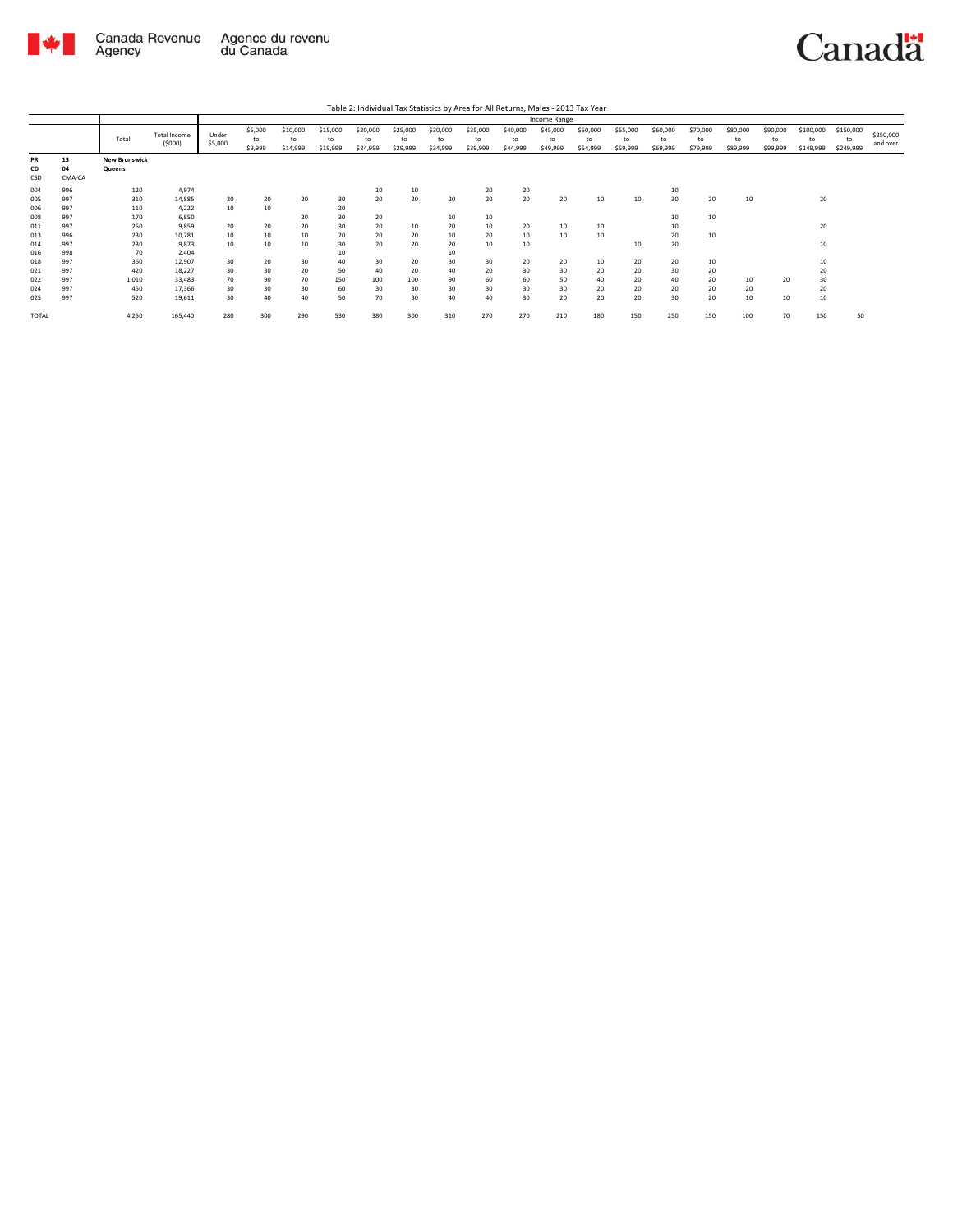Table 2: Individual Tax Statistics by Area for All Returns, Males - 2013 Tax Year

| PR<br>CD<br>CSD | CMA-CA | Total | Total Income ($000) | Under $5,000 | $5,000 to $9,999 | $10,000 to $14,999 | $15,000 to $19,999 | $20,000 to $24,999 | $25,000 to $29,999 | $30,000 to $34,999 | $35,000 to $39,999 | $40,000 to $44,999 | $45,000 to $49,999 | $50,000 to $54,999 | $55,000 to $59,999 | $60,000 to $69,999 | $70,000 to $79,999 | $80,000 to $89,999 | $90,000 to $99,999 | $100,000 to $149,999 | $150,000 to $249,999 | $250,000 and over |
|---|---|---|---|---|---|---|---|---|---|---|---|---|---|---|---|---|---|---|---|---|---|---|
| | | | | Income Range | | | | | | | | | | | | | | | | | | |
| 13 | | New Brunswick | | | | | | | | | | | | | | | | | | | | |
| 04 | | Queens | | | | | | | | | | | | | | | | | | | | |
| 004 | 996 | 120 | 4,974 | | | | | 10 | 10 | | 20 | 20 | | | | 10 | | | | | | |
| 005 | 997 | 310 | 14,885 | 20 | 20 | 20 | 30 | 20 | 20 | 20 | 20 | 20 | 20 | 10 | 10 | 30 | 20 | 10 | | 20 | | |
| 006 | 997 | 110 | 4,222 | 10 | 10 | | 20 | | | | | | | | | | | | | | | |
| 008 | 997 | 170 | 6,850 | | | 20 | 30 | 20 | | 10 | 10 | | | | | 10 | 10 | | | | | |
| 011 | 997 | 250 | 9,859 | 20 | 20 | 20 | 30 | 20 | 10 | 20 | 10 | 20 | 10 | 10 | | 10 | | | | 20 | | |
| 013 | 996 | 230 | 10,781 | 10 | 10 | 10 | 20 | 20 | 20 | 10 | 20 | 10 | 10 | 10 | | 20 | 10 | | | | | |
| 014 | 997 | 230 | 9,873 | 10 | 10 | 10 | 30 | 20 | 20 | 20 | 10 | 10 | | | 10 | 20 | | | | 10 | | |
| 016 | 998 | 70 | 2,404 | | | | 10 | | | 10 | | | | | | | | | | | | |
| 018 | 997 | 360 | 12,907 | 30 | 20 | 30 | 40 | 30 | 20 | 30 | 30 | 20 | 20 | 10 | 20 | 20 | 10 | | | 10 | | |
| 021 | 997 | 420 | 18,227 | 30 | 30 | 20 | 50 | 40 | 20 | 40 | 20 | 30 | 30 | 20 | 20 | 30 | 20 | | | 20 | | |
| 022 | 997 | 1,010 | 33,483 | 70 | 90 | 70 | 150 | 100 | 100 | 90 | 60 | 60 | 50 | 40 | 20 | 40 | 20 | 10 | 20 | 30 | | |
| 024 | 997 | 450 | 17,366 | 30 | 30 | 30 | 60 | 30 | 30 | 30 | 30 | 30 | 30 | 20 | 20 | 20 | 20 | 20 | | 20 | | |
| 025 | 997 | 520 | 19,611 | 30 | 40 | 40 | 50 | 70 | 30 | 40 | 40 | 30 | 20 | 20 | 20 | 30 | 20 | 10 | 10 | 10 | | |
| TOTAL | | 4,250 | 165,440 | 280 | 300 | 290 | 530 | 380 | 300 | 310 | 270 | 270 | 210 | 180 | 150 | 250 | 150 | 100 | 70 | 150 | 50 | |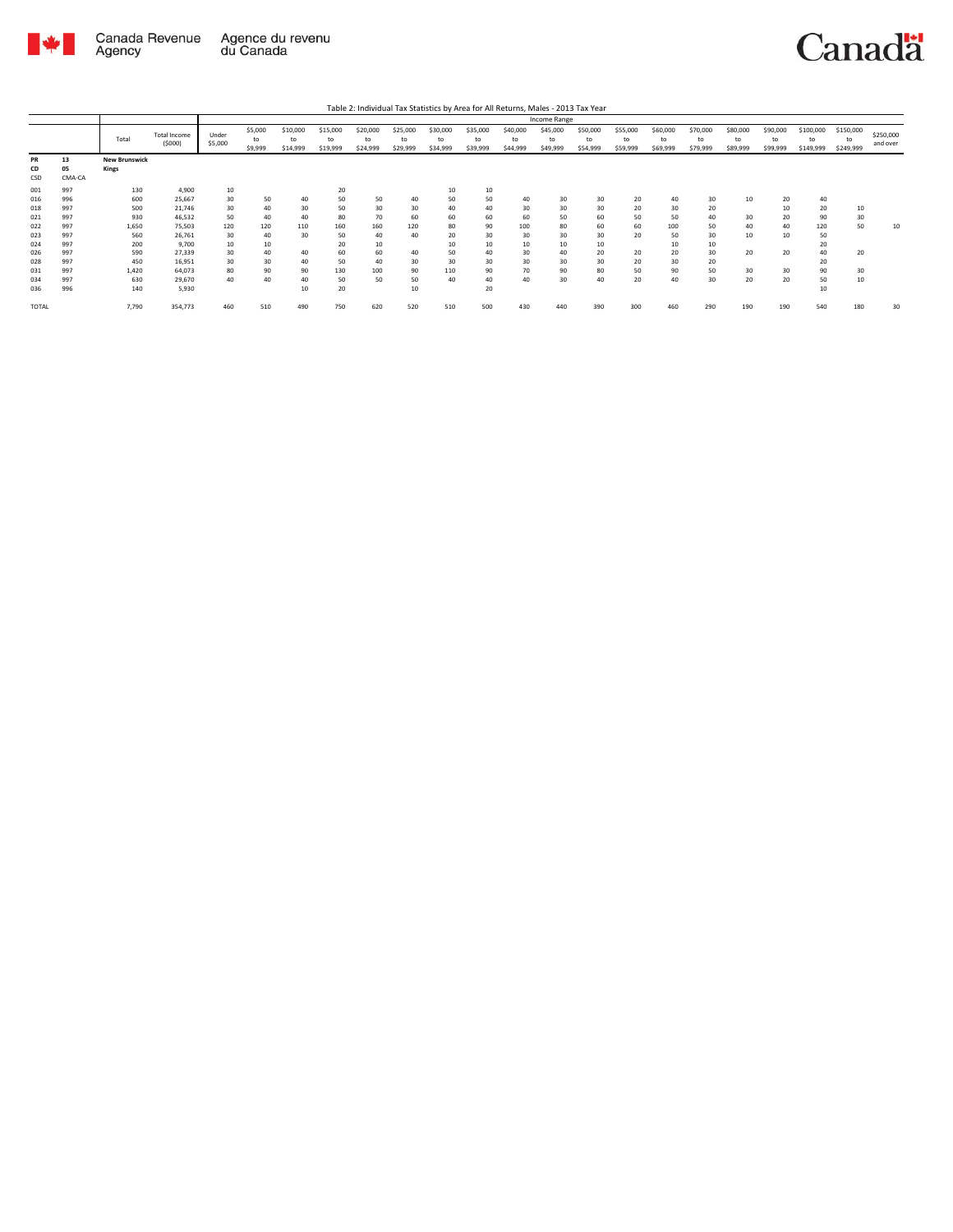Table 2: Individual Tax Statistics by Area for All Returns, Males - 2013 Tax Year

| | | Total | Total Income ($000) | Income Range | | | | | | | | | | | | | | | | | | |
|---|---|---|---|---|---|---|---|---|---|---|---|---|---|---|---|---|---|---|---|---|---|---|
| | | | | Under $5,000 | $5,000 to $9,999 | $10,000 to $14,999 | $15,000 to $19,999 | $20,000 to $24,999 | $25,000 to $29,999 | $30,000 to $34,999 | $35,000 to $39,999 | $40,000 to $44,999 | $45,000 to $49,999 | $50,000 to $54,999 | $55,000 to $59,999 | $60,000 to $69,999 | $70,000 to $79,999 | $80,000 to $89,999 | $90,000 to $99,999 | $100,000 to $149,999 | $150,000 to $249,999 | $250,000 and over |
| **PR** | **13** | **New Brunswick** | | | | | | | | | | | | | | | | | | | | |
| **CD** | **05** | **Kings** | | | | | | | | | | | | | | | | | | | | |
| CSD | CMA-CA | | | | | | | | | | | | | | | | | | | | | |
| 001 | 997 | 130 | 4,900 | 10 | | | 20 | | | 10 | 10 | | | | | | | | | | | |
| 016 | 996 | 600 | 25,667 | 30 | 50 | 40 | 50 | 50 | 40 | 50 | 50 | 40 | 30 | 30 | 20 | 40 | 30 | 10 | 20 | 40 | | |
| 018 | 997 | 500 | 21,746 | 30 | 40 | 30 | 50 | 30 | 30 | 40 | 40 | 30 | 30 | 30 | 20 | 30 | 20 | | 10 | 20 | 10 | |
| 021 | 997 | 930 | 46,532 | 50 | 40 | 40 | 80 | 70 | 60 | 60 | 60 | 60 | 50 | 60 | 50 | 50 | 40 | 30 | 20 | 90 | 30 | |
| 022 | 997 | 1,650 | 75,503 | 120 | 120 | 110 | 160 | 160 | 120 | 80 | 90 | 100 | 80 | 60 | 60 | 100 | 50 | 40 | 40 | 120 | 50 | 10 |
| 023 | 997 | 560 | 26,761 | 30 | 40 | 30 | 50 | 40 | 40 | 20 | 30 | 30 | 30 | 30 | 20 | 50 | 30 | 10 | 10 | 50 | | |
| 024 | 997 | 200 | 9,700 | 10 | 10 | | 20 | 10 | | 10 | 10 | 10 | 10 | 10 | | 10 | 10 | | | 20 | | |
| 026 | 997 | 590 | 27,339 | 30 | 40 | 40 | 60 | 60 | 40 | 50 | 40 | 30 | 40 | 20 | 20 | 20 | 30 | 20 | 20 | 40 | 20 | |
| 028 | 997 | 450 | 16,951 | 30 | 30 | 40 | 50 | 40 | 30 | 30 | 30 | 30 | 30 | 30 | 20 | 30 | 20 | | | 20 | | |
| 031 | 997 | 1,420 | 64,073 | 80 | 90 | 90 | 130 | 100 | 90 | 110 | 90 | 70 | 90 | 80 | 50 | 90 | 50 | 30 | 30 | 90 | 30 | |
| 034 | 997 | 630 | 29,670 | 40 | 40 | 40 | 50 | 50 | 50 | 40 | 40 | 40 | 30 | 40 | 20 | 40 | 30 | 20 | 20 | 50 | 10 | |
| 036 | 996 | 140 | 5,930 | | | 10 | 20 | | 10 | | 20 | | | | | | | | | 10 | | |
| TOTAL | | 7,790 | 354,773 | 460 | 510 | 490 | 750 | 620 | 520 | 510 | 500 | 430 | 440 | 390 | 300 | 460 | 290 | 190 | 190 | 540 | 180 | 30 |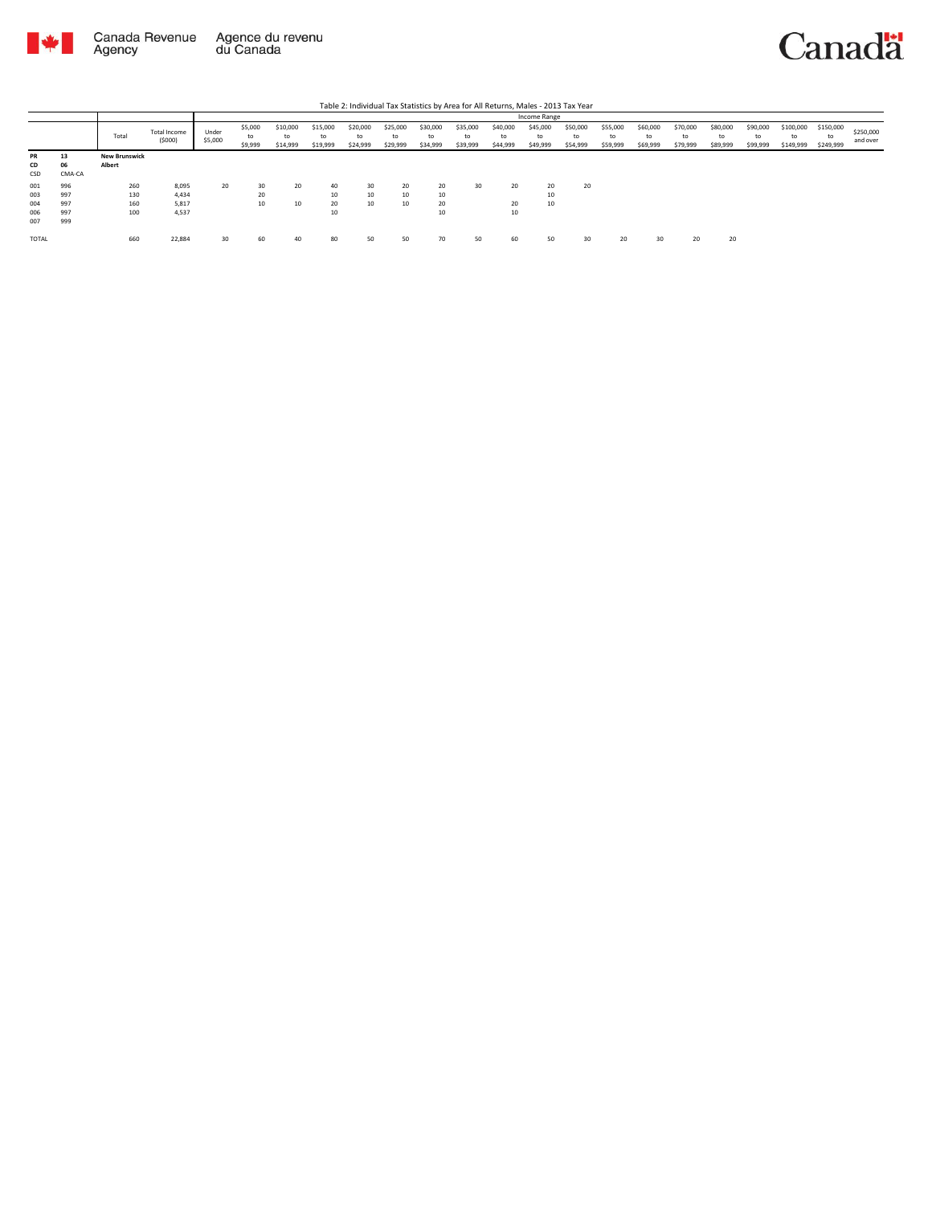Table 2: Individual Tax Statistics by Area for All Returns, Males - 2013 Tax Year

| | | Total | Total Income ($000) | Income Range | | | | | | | | | | | | | | | | | | | | |
|---|---|---|---|---|---|---|---|---|---|---|---|---|---|---|---|---|---|---|---|---|---|---|---|---|
| | | | | Under $5,000 | $5,000 to $9,999 | $10,000 to $14,999 | $15,000 to $19,999 | $20,000 to $24,999 | $25,000 to $29,999 | $30,000 to $34,999 | $35,000 to $39,999 | $40,000 to $44,999 | $45,000 to $49,999 | $50,000 to $54,999 | $55,000 to $59,999 | $60,000 to $69,999 | $70,000 to $79,999 | $80,000 to $89,999 | $90,000 to $99,999 | $100,000 to $149,999 | $150,000 to $249,999 | $250,000 and over |
| **PR** | **13** | **New Brunswick** | | | | | | | | | | | | | | | | | | | | | | |
| **CD** | **06** | **Albert** | | | | | | | | | | | | | | | | | | | | | | |
| CSD | CMA-CA | | | | | | | | | | | | | | | | | | | | | | | |
| 001 | 996 | 260 | 8,095 | 20 | 30 | 20 | 40 | 30 | 20 | 20 | 30 | 20 | 20 | 20 | | | | | | | | |
| 003 | 997 | 130 | 4,434 | | 20 | | 10 | 10 | 10 | 10 | | | 10 | | | | | | | | | |
| 004 | 997 | 160 | 5,817 | | 10 | 10 | 20 | 10 | 10 | 20 | | 20 | 10 | | | | | | | | | |
| 006 | 997 | 100 | 4,537 | | | | 10 | | | 10 | | 10 | | | | | | | | | | |
| 007 | 999 | | | | | | | | | | | | | | | | | | | | | |
| TOTAL | | 660 | 22,884 | 30 | 60 | 40 | 80 | 50 | 50 | 70 | 50 | 60 | 50 | 30 | 20 | 30 | 20 | 20 | | | | |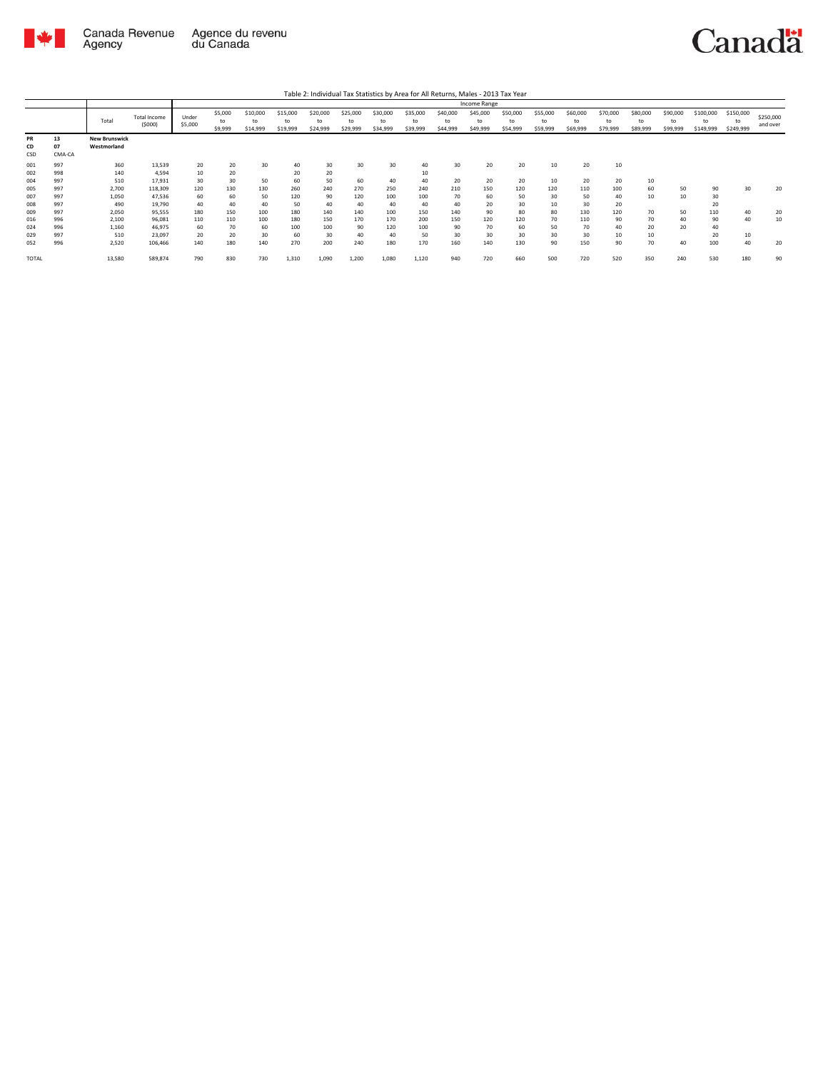Table 2: Individual Tax Statistics by Area for All Returns, Males - 2013 Tax Year

| | | Total | Total Income ($000) | Income Range | | | | | | | | | | | | | | | | | | |
|---|---|---|---|---|---|---|---|---|---|---|---|---|---|---|---|---|---|---|---|---|---|---|
| | | | | Under $5,000 | $5,000 to $9,999 | $10,000 to $14,999 | $15,000 to $19,999 | $20,000 to $24,999 | $25,000 to $29,999 | $30,000 to $34,999 | $35,000 to $39,999 | $40,000 to $44,999 | $45,000 to $49,999 | $50,000 to $54,999 | $55,000 to $59,999 | $60,000 to $69,999 | $70,000 to $79,999 | $80,000 to $89,999 | $90,000 to $99,999 | $100,000 to $149,999 | $150,000 to $249,999 | $250,000 and over |
| **PR** | **13** | **New Brunswick** | | | | | | | | | | | | | | | | | | | | |
| **CD** | **07** | **Westmorland** | | | | | | | | | | | | | | | | | | | | |
| **CSD** | **CMA-CA** | | | | | | | | | | | | | | | | | | | | | |
| 001 | 997 | 360 | 13,539 | 20 | 20 | 30 | 40 | 30 | 30 | 30 | 40 | 30 | 20 | 20 | 10 | 20 | 10 | | | | | |
| 002 | 998 | 140 | 4,594 | 10 | 20 | | 20 | 20 | | | 10 | | | | | | | | | | | |
| 004 | 997 | 510 | 17,931 | 30 | 30 | 50 | 60 | 50 | 60 | 40 | 40 | 20 | 20 | 20 | 10 | 20 | 20 | 10 | | | | |
| 005 | 997 | 2,700 | 118,309 | 120 | 130 | 130 | 260 | 240 | 270 | 250 | 240 | 210 | 150 | 120 | 120 | 110 | 100 | 60 | 50 | 90 | 30 | 20 |
| 007 | 997 | 1,050 | 47,536 | 60 | 60 | 50 | 120 | 90 | 120 | 100 | 100 | 70 | 60 | 50 | 30 | 50 | 40 | 10 | 10 | 30 | | |
| 008 | 997 | 490 | 19,790 | 40 | 40 | 40 | 50 | 40 | 40 | 40 | 40 | 40 | 20 | 30 | 10 | 30 | 20 | | | 20 | | |
| 009 | 997 | 2,050 | 95,555 | 180 | 150 | 100 | 180 | 140 | 140 | 100 | 150 | 140 | 90 | 80 | 80 | 130 | 120 | 70 | 50 | 110 | 40 | 20 |
| 016 | 996 | 2,100 | 96,081 | 110 | 110 | 100 | 180 | 150 | 170 | 170 | 200 | 150 | 120 | 120 | 70 | 110 | 90 | 70 | 40 | 90 | 40 | 10 |
| 024 | 996 | 1,160 | 46,975 | 60 | 70 | 60 | 100 | 100 | 90 | 120 | 100 | 90 | 70 | 60 | 50 | 70 | 40 | 20 | 20 | 40 | | |
| 029 | 997 | 510 | 23,097 | 20 | 20 | 30 | 60 | 30 | 40 | 40 | 50 | 30 | 30 | 30 | 30 | 30 | 10 | 10 | | 20 | 10 | |
| 052 | 996 | 2,520 | 106,466 | 140 | 180 | 140 | 270 | 200 | 240 | 180 | 170 | 160 | 140 | 130 | 90 | 150 | 90 | 70 | 40 | 100 | 40 | 20 |
| TOTAL | | 13,580 | 589,874 | 790 | 830 | 730 | 1,310 | 1,090 | 1,200 | 1,080 | 1,120 | 940 | 720 | 660 | 500 | 720 | 520 | 350 | 240 | 530 | 180 | 90 |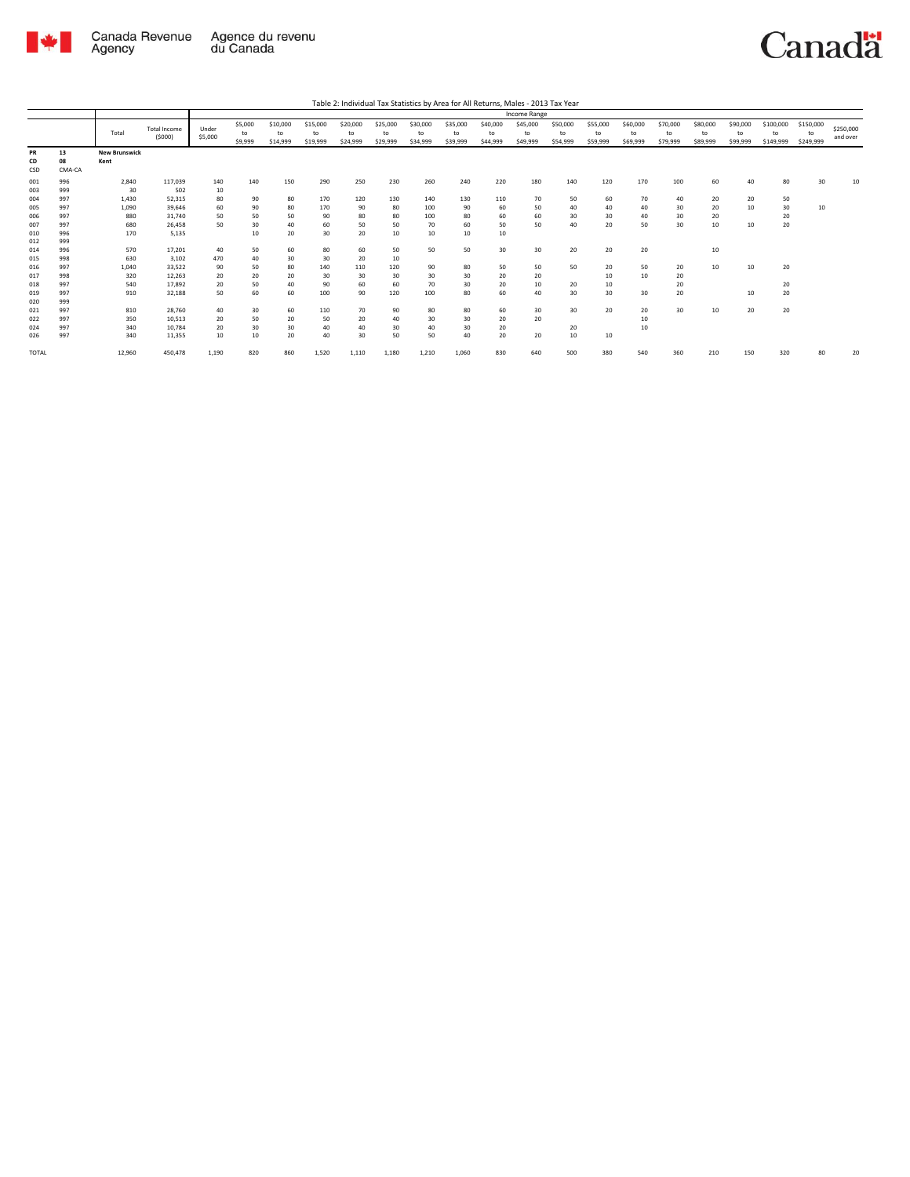Table 2: Individual Tax Statistics by Area for All Returns, Males - 2013 Tax Year

| | | | | Income Range | | | | | | | | | | | | | | | | | | | | |
|---|---|---|---|---|---|---|---|---|---|---|---|---|---|---|---|---|---|---|---|---|---|---|---|---|
| | | Total | Total Income ($000) | Under $5,000 | $5,000 to $9,999 | $10,000 to $14,999 | $15,000 to $19,999 | $20,000 to $24,999 | $25,000 to $29,999 | $30,000 to $34,999 | $35,000 to $39,999 | $40,000 to $44,999 | $45,000 to $49,999 | $50,000 to $54,999 | $55,000 to $59,999 | $60,000 to $69,999 | $70,000 to $79,999 | $80,000 to $89,999 | $90,000 to $99,999 | $100,000 to $149,999 | $150,000 to $249,999 | $250,000 and over |
| PR | 13 | **New Brunswick** | | | | | | | | | | | | | | | | | | | | | | |
| CD | 08 | **Kent** | | | | | | | | | | | | | | | | | | | | | | |
| CSD | CMA-CA | | | | | | | | | | | | | | | | | | | | | | | |
| 001 | 996 | 2,840 | 117,039 | 140 | 140 | 150 | 290 | 250 | 230 | 260 | 240 | 220 | 180 | 140 | 120 | 170 | 100 | 60 | 40 | 80 | 30 | 10 |
| 003 | 999 | 30 | 502 | 10 | | | | | | | | | | | | | | | | | | |
| 004 | 997 | 1,430 | 52,315 | 80 | 90 | 80 | 170 | 120 | 130 | 140 | 130 | 110 | 70 | 50 | 60 | 70 | 40 | 20 | 20 | 50 | | |
| 005 | 997 | 1,090 | 39,646 | 60 | 90 | 80 | 170 | 90 | 80 | 100 | 90 | 60 | 50 | 40 | 40 | 40 | 30 | 20 | 10 | 30 | 10 | |
| 006 | 997 | 880 | 31,740 | 50 | 50 | 50 | 90 | 80 | 80 | 100 | 80 | 60 | 60 | 30 | 30 | 40 | 30 | 20 | | 20 | | |
| 007 | 997 | 680 | 26,458 | 50 | 30 | 40 | 60 | 50 | 50 | 70 | 60 | 50 | 50 | 40 | 20 | 50 | 30 | 10 | 10 | 20 | | |
| 010 | 996 | 170 | 5,135 | | 10 | 20 | 30 | 20 | 10 | 10 | 10 | 10 | | | | | | | | | | |
| 012 | 999 | | | | | | | | | | | | | | | | | | | | | |
| 014 | 996 | 570 | 17,201 | 40 | 50 | 60 | 80 | 60 | 50 | 50 | 50 | 30 | 30 | 20 | 20 | 20 | | 10 | | | | |
| 015 | 998 | 630 | 3,102 | 470 | 40 | 30 | 30 | 20 | 10 | | | | | | | | | | | | | |
| 016 | 997 | 1,040 | 33,522 | 90 | 50 | 80 | 140 | 110 | 120 | 90 | 80 | 50 | 50 | 50 | 20 | 50 | 20 | 10 | 10 | 20 | | |
| 017 | 998 | 320 | 12,263 | 20 | 20 | 20 | 30 | 30 | 30 | 30 | 30 | 20 | 20 | | 10 | 10 | 20 | | | | | |
| 018 | 997 | 540 | 17,892 | 20 | 50 | 40 | 90 | 60 | 60 | 70 | 30 | 20 | 10 | 20 | 10 | | 20 | | | 20 | | |
| 019 | 997 | 910 | 32,188 | 50 | 60 | 60 | 100 | 90 | 120 | 100 | 80 | 60 | 40 | 30 | 30 | 30 | 20 | | 10 | 20 | | |
| 020 | 999 | | | | | | | | | | | | | | | | | | | | | |
| 021 | 997 | 810 | 28,760 | 40 | 30 | 60 | 110 | 70 | 90 | 80 | 80 | 60 | 30 | 30 | 20 | 20 | 30 | 10 | 20 | 20 | | |
| 022 | 997 | 350 | 10,513 | 20 | 50 | 20 | 50 | 20 | 40 | 30 | 30 | 20 | 20 | | | 10 | | | | | | |
| 024 | 997 | 340 | 10,784 | 20 | 30 | 30 | 40 | 40 | 30 | 40 | 30 | 20 | | 20 | | 10 | | | | | | |
| 026 | 997 | 340 | 11,355 | 10 | 10 | 20 | 40 | 30 | 50 | 50 | 40 | 20 | 20 | 10 | 10 | | | | | | | |
| TOTAL | | 12,960 | 450,478 | 1,190 | 820 | 860 | 1,520 | 1,110 | 1,180 | 1,210 | 1,060 | 830 | 640 | 500 | 380 | 540 | 360 | 210 | 150 | 320 | 80 | 20 |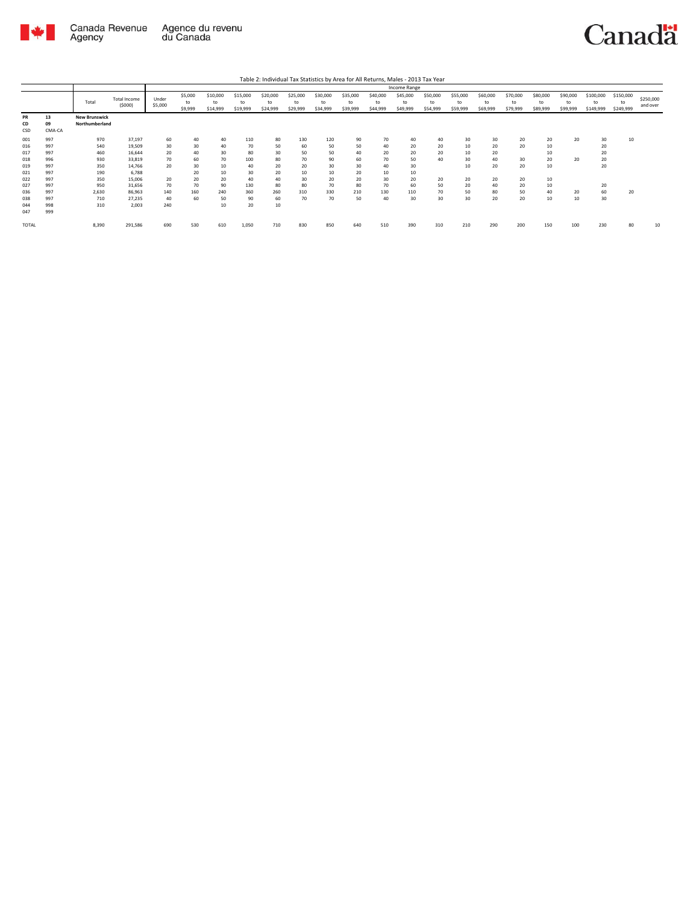Table 2: Individual Tax Statistics by Area for All Returns, Males - 2013 Tax Year

| | | | | | Income Range | | | | | | | | | | | | | | | | | | |
|---|---|---|---|---|---|---|---|---|---|---|---|---|---|---|---|---|---|---|---|---|---|---|---|
| | | Total | Total Income ($000) | Under $5,000 | $5,000 to $9,999 | $10,000 to $14,999 | $15,000 to $19,999 | $20,000 to $24,999 | $25,000 to $29,999 | $30,000 to $34,999 | $35,000 to $39,999 | $40,000 to $44,999 | $45,000 to $49,999 | $50,000 to $54,999 | $55,000 to $59,999 | $60,000 to $69,999 | $70,000 to $79,999 | $80,000 to $89,999 | $90,000 to $99,999 | $100,000 to $149,999 | $150,000 to $249,999 | $250,000 and over |
| PR 13 | | New Brunswick | | | | | | | | | | | | | | | | | | | | |
| CD 09 | | Northumberland | | | | | | | | | | | | | | | | | | | | |
| CSD | CMA-CA | | | | | | | | | | | | | | | | | | | | | |
| 001 | 997 | 970 | 37,197 | 60 | 40 | 40 | 110 | 80 | 130 | 120 | 90 | 70 | 40 | 40 | 30 | 30 | 20 | 20 | 20 | 30 | 10 | |
| 016 | 997 | 540 | 19,509 | 30 | 30 | 40 | 70 | 50 | 60 | 50 | 50 | 40 | 20 | 20 | 10 | 20 | 20 | 10 | | 20 | | |
| 017 | 997 | 460 | 16,644 | 20 | 40 | 30 | 80 | 30 | 50 | 50 | 40 | 20 | 20 | 20 | 10 | 20 | | 10 | | 20 | | |
| 018 | 996 | 930 | 33,819 | 70 | 60 | 70 | 100 | 80 | 70 | 90 | 60 | 70 | 50 | 40 | 30 | 40 | 30 | 20 | 20 | 20 | | |
| 019 | 997 | 350 | 14,766 | 20 | 30 | 10 | 40 | 20 | 20 | 30 | 30 | 40 | 30 | | 10 | 20 | 20 | 10 | | 20 | | |
| 021 | 997 | 190 | 6,788 | | 20 | 10 | 30 | 20 | 10 | 10 | 20 | 10 | 10 | | | | | | | | | |
| 022 | 997 | 350 | 15,006 | 20 | 20 | 20 | 40 | 40 | 30 | 20 | 20 | 30 | 20 | 20 | 20 | 20 | 20 | 10 | | | | |
| 027 | 997 | 950 | 31,656 | 70 | 70 | 90 | 130 | 80 | 80 | 70 | 80 | 70 | 60 | 50 | 20 | 40 | 20 | 10 | | 20 | | |
| 036 | 997 | 2,630 | 86,963 | 140 | 160 | 240 | 360 | 260 | 310 | 330 | 210 | 130 | 110 | 70 | 50 | 80 | 50 | 40 | 20 | 60 | 20 | |
| 038 | 997 | 710 | 27,235 | 40 | 60 | 50 | 90 | 60 | 70 | 70 | 50 | 40 | 30 | 30 | 30 | 20 | 20 | 10 | 10 | 30 | | |
| 044 | 998 | 310 | 2,003 | 240 | | 10 | 20 | 10 | | | | | | | | | | | | | | |
| 047 | 999 | | | | | | | | | | | | | | | | | | | | | |
| TOTAL | | 8,390 | 291,586 | 690 | 530 | 610 | 1,050 | 710 | 830 | 850 | 640 | 510 | 390 | 310 | 210 | 290 | 200 | 150 | 100 | 230 | 80 | 10 |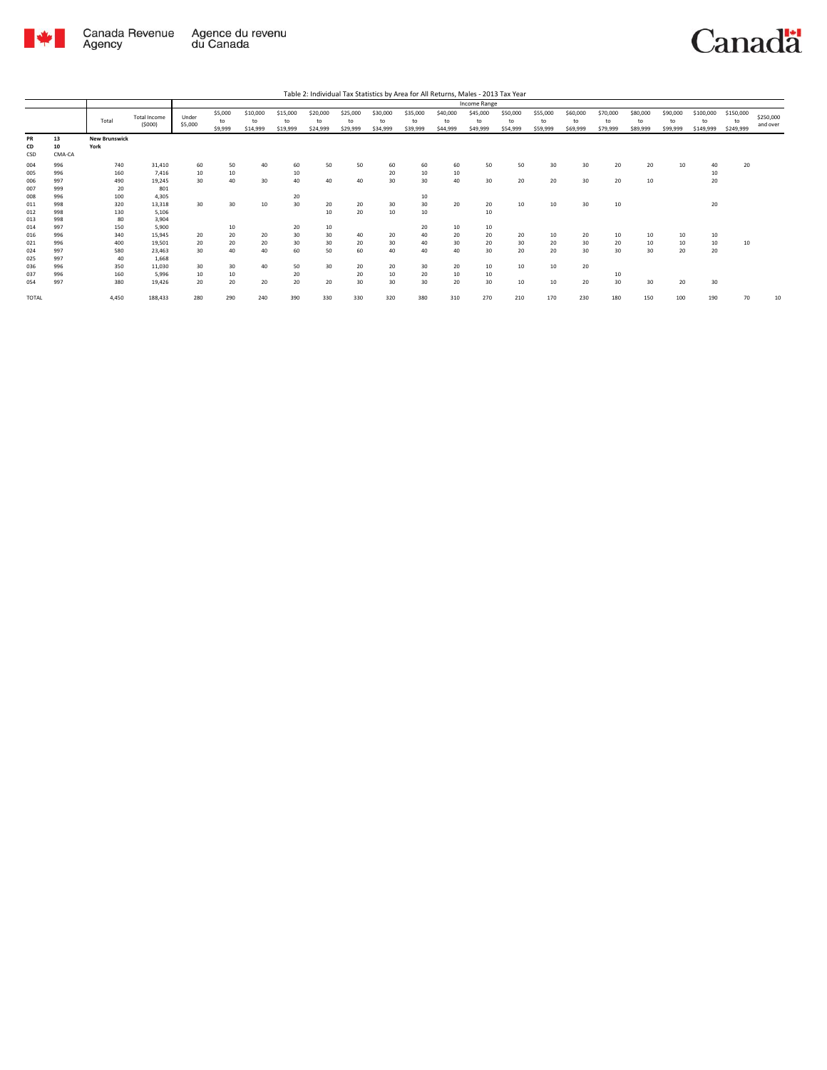Table 2: Individual Tax Statistics by Area for All Returns, Males - 2013 Tax Year

| | | Total | Total Income ($000) | Income Range | | | | | | | | | | | | | | | | | | |
|---|---|---|---|---|---|---|---|---|---|---|---|---|---|---|---|---|---|---|---|---|---|---|
| | | | | Under $5,000 | $5,000 to $9,999 | $10,000 to $14,999 | $15,000 to $19,999 | $20,000 to $24,999 | $25,000 to $29,999 | $30,000 to $34,999 | $35,000 to $39,999 | $40,000 to $44,999 | $45,000 to $49,999 | $50,000 to $54,999 | $55,000 to $59,999 | $60,000 to $69,999 | $70,000 to $79,999 | $80,000 to $89,999 | $90,000 to $99,999 | $100,000 to $149,999 | $150,000 to $249,999 | $250,000 and over |
| **PR** | **13** | **New Brunswick** | | | | | | | | | | | | | | | | | | | | |
| **CD** | **10** | **York** | | | | | | | | | | | | | | | | | | | | |
| CSD | CMA-CA | | | | | | | | | | | | | | | | | | | | | |
| 004 | 996 | 740 | 31,410 | 60 | 50 | 40 | 60 | 50 | 50 | 60 | 60 | 60 | 50 | 50 | 30 | 30 | 20 | 20 | 10 | 40 | 20 | |
| 005 | 996 | 160 | 7,416 | 10 | 10 | | 10 | | | 20 | 10 | 10 | | | | | | | | 10 | | |
| 006 | 997 | 490 | 19,245 | 30 | 40 | 30 | 40 | 40 | 40 | 30 | 30 | 40 | 30 | 20 | 20 | 30 | 20 | 10 | | 20 | | |
| 007 | 999 | 20 | 801 | | | | | | | | | | | | | | | | | | | |
| 008 | 996 | 100 | 4,305 | | | | 20 | | | | 10 | | | | | | | | | | | |
| 011 | 998 | 320 | 13,318 | 30 | 30 | 10 | 30 | 20 | 20 | 30 | 30 | 20 | 20 | 10 | 10 | 30 | 10 | | | 20 | | |
| 012 | 998 | 130 | 5,106 | | | | | 10 | 20 | 10 | 10 | | 10 | | | | | | | | | |
| 013 | 998 | 80 | 3,904 | | | | | | | | | | | | | | | | | | | |
| 014 | 997 | 150 | 5,900 | | 10 | | 20 | 10 | | | 20 | 10 | 10 | | | | | | | | | |
| 016 | 996 | 340 | 15,945 | 20 | 20 | 20 | 30 | 30 | 40 | 20 | 40 | 20 | 20 | 20 | 10 | 20 | 10 | 10 | 10 | 10 | | |
| 021 | 996 | 400 | 19,501 | 20 | 20 | 20 | 30 | 30 | 20 | 30 | 40 | 30 | 20 | 30 | 20 | 30 | 20 | 10 | 10 | 10 | 10 | |
| 024 | 997 | 580 | 23,463 | 30 | 40 | 40 | 60 | 50 | 60 | 40 | 40 | 40 | 30 | 20 | 20 | 30 | 30 | 30 | 20 | 20 | | |
| 025 | 997 | 40 | 1,668 | | | | | | | | | | | | | | | | | | | |
| 036 | 996 | 350 | 11,030 | 30 | 30 | 40 | 50 | 30 | 20 | 20 | 30 | 20 | 10 | 10 | 10 | 20 | | | | | | |
| 037 | 996 | 160 | 5,996 | 10 | 10 | | 20 | | 20 | 10 | 20 | 10 | 10 | | | | 10 | | | | | |
| 054 | 997 | 380 | 19,426 | 20 | 20 | 20 | 20 | 20 | 30 | 30 | 30 | 20 | 30 | 10 | 10 | 20 | 30 | 30 | 20 | 30 | | |
| TOTAL | | 4,450 | 188,433 | 280 | 290 | 240 | 390 | 330 | 330 | 320 | 380 | 310 | 270 | 210 | 170 | 230 | 180 | 150 | 100 | 190 | 70 | 10 |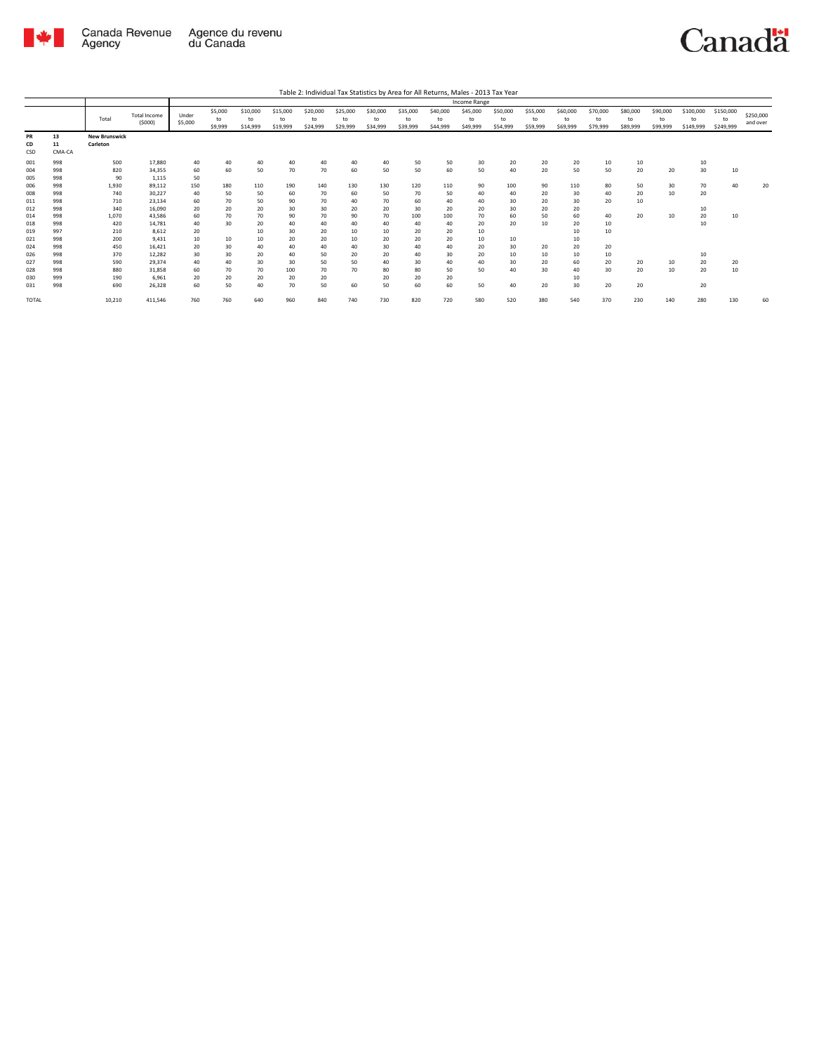Table 2: Individual Tax Statistics by Area for All Returns, Males - 2013 Tax Year

| | | Total | Total Income ($000) | Income Range | | | | | | | | | | | | | | | | | | |
|---|---|---|---|---|---|---|---|---|---|---|---|---|---|---|---|---|---|---|---|---|---|---|
| | | | | Under $5,000 | $5,000 to $9,999 | $10,000 to $14,999 | $15,000 to $19,999 | $20,000 to $24,999 | $25,000 to $29,999 | $30,000 to $34,999 | $35,000 to $39,999 | $40,000 to $44,999 | $45,000 to $49,999 | $50,000 to $54,999 | $55,000 to $59,999 | $60,000 to $69,999 | $70,000 to $79,999 | $80,000 to $89,999 | $90,000 to $99,999 | $100,000 to $149,999 | $150,000 to $249,999 | $250,000 and over |
| **PR** | **13** | **New Brunswick** | | | | | | | | | | | | | | | | | | | | |
| **CD** | **11** | **Carleton** | | | | | | | | | | | | | | | | | | | | |
| CSD | CMA-CA | | | | | | | | | | | | | | | | | | | | | |
| 001 | 998 | 500 | 17,880 | 40 | 40 | 40 | 40 | 40 | 40 | 40 | 50 | 50 | 30 | 20 | 20 | 20 | 10 | 10 | | 10 | | |
| 004 | 998 | 820 | 34,355 | 60 | 60 | 50 | 70 | 70 | 60 | 50 | 50 | 60 | 50 | 40 | 20 | 50 | 50 | 20 | 20 | 30 | 10 | |
| 005 | 998 | 90 | 1,115 | 50 | | | | | | | | | | | | | | | | | | |
| 006 | 998 | 1,930 | 89,112 | 150 | 180 | 110 | 190 | 140 | 130 | 130 | 120 | 110 | 90 | 100 | 90 | 110 | 80 | 50 | 30 | 70 | 40 | 20 |
| 008 | 998 | 740 | 30,227 | 40 | 50 | 50 | 60 | 70 | 60 | 50 | 70 | 50 | 40 | 40 | 20 | 30 | 40 | 20 | 10 | 20 | | |
| 011 | 998 | 710 | 23,134 | 60 | 70 | 50 | 90 | 70 | 40 | 70 | 60 | 40 | 40 | 30 | 20 | 30 | 20 | 10 | | | | |
| 012 | 998 | 340 | 16,090 | 20 | 20 | 20 | 30 | 30 | 20 | 20 | 30 | 20 | 20 | 30 | 20 | 20 | | | | 10 | | |
| 014 | 998 | 1,070 | 43,586 | 60 | 70 | 70 | 90 | 70 | 90 | 70 | 100 | 100 | 70 | 60 | 50 | 60 | 40 | 20 | 10 | 20 | 10 | |
| 018 | 998 | 420 | 14,781 | 40 | 30 | 20 | 40 | 40 | 40 | 40 | 40 | 40 | 20 | 20 | 10 | 20 | 10 | | | 10 | | |
| 019 | 997 | 210 | 8,612 | 20 | | 10 | 30 | 20 | 10 | 10 | 20 | 20 | 10 | | | 10 | 10 | | | | | |
| 021 | 998 | 200 | 9,431 | 10 | 10 | 10 | 20 | 20 | 10 | 20 | 20 | 20 | 10 | 10 | | 10 | | | | | | |
| 024 | 998 | 450 | 16,421 | 20 | 30 | 40 | 40 | 40 | 40 | 30 | 40 | 40 | 20 | 30 | 20 | 20 | 20 | | | | | |
| 026 | 998 | 370 | 12,282 | 30 | 30 | 20 | 40 | 50 | 20 | 20 | 40 | 30 | 20 | 10 | 10 | 10 | 10 | | | 10 | | |
| 027 | 998 | 590 | 29,374 | 40 | 40 | 30 | 30 | 50 | 50 | 40 | 30 | 40 | 40 | 30 | 20 | 60 | 20 | 20 | 10 | 20 | 20 | |
| 028 | 998 | 880 | 31,858 | 60 | 70 | 70 | 100 | 70 | 70 | 80 | 80 | 50 | 50 | 40 | 30 | 40 | 30 | 20 | 10 | 20 | 10 | |
| 030 | 999 | 190 | 6,961 | 20 | 20 | 20 | 20 | 20 | | 20 | 20 | 20 | | | | 10 | | | | | | |
| 031 | 998 | 690 | 26,328 | 60 | 50 | 40 | 70 | 50 | 60 | 50 | 60 | 60 | 50 | 40 | 20 | 30 | 20 | 20 | | 20 | | |
| TOTAL | | 10,210 | 411,546 | 760 | 760 | 640 | 960 | 840 | 740 | 730 | 820 | 720 | 580 | 520 | 380 | 540 | 370 | 230 | 140 | 280 | 130 | 60 |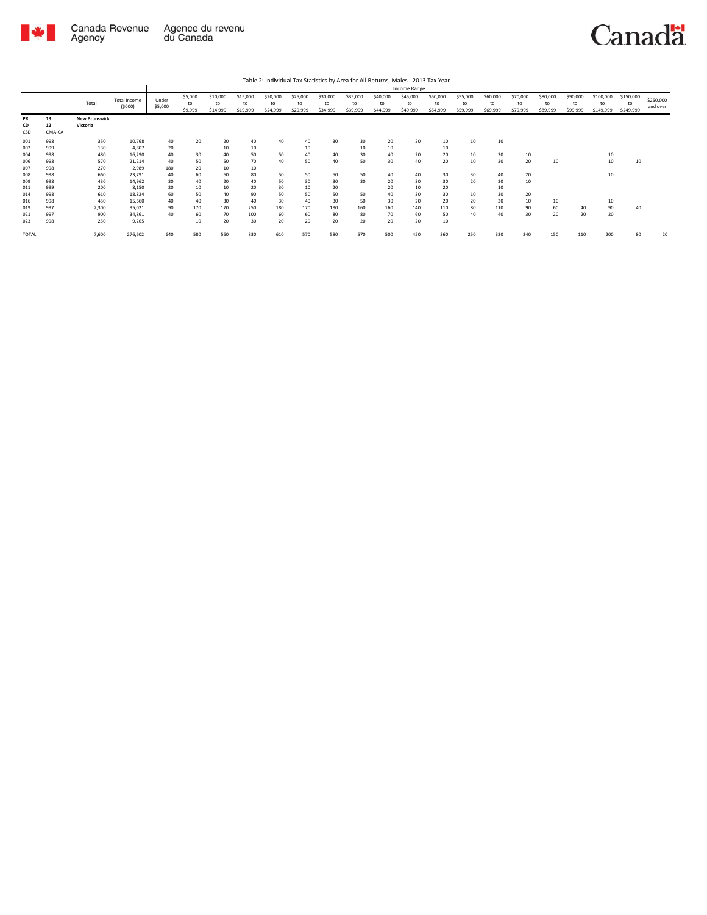Table 2: Individual Tax Statistics by Area for All Returns, Males - 2013 Tax Year

| | | Total | Total Income ($000) | Income Range | | | | | | | | | | | | | | | | | | |
|---|---|---|---|---|---|---|---|---|---|---|---|---|---|---|---|---|---|---|---|---|---|---|
| | | | | Under $5,000 | $5,000 to $9,999 | $10,000 to $14,999 | $15,000 to $19,999 | $20,000 to $24,999 | $25,000 to $29,999 | $30,000 to $34,999 | $35,000 to $39,999 | $40,000 to $44,999 | $45,000 to $49,999 | $50,000 to $54,999 | $55,000 to $59,999 | $60,000 to $69,999 | $70,000 to $79,999 | $80,000 to $89,999 | $90,000 to $99,999 | $100,000 to $149,999 | $150,000 to $249,999 | $250,000 and over |
| **PR** | **13** | **New Brunswick** | | | | | | | | | | | | | | | | | | | | |
| **CD** | **12** | **Victoria** | | | | | | | | | | | | | | | | | | | | |
| CSD | CMA-CA | | | | | | | | | | | | | | | | | | | | | |
| 001 | 998 | 350 | 10,768 | 40 | 20 | 20 | 40 | 40 | 40 | 30 | 30 | 20 | 20 | 10 | 10 | 10 | | | | | | |
| 002 | 999 | 130 | 4,807 | 20 | | 10 | 10 | | 10 | | 10 | 10 | | 10 | | | | | | | | |
| 004 | 998 | 480 | 16,290 | 40 | 30 | 40 | 50 | 50 | 40 | 40 | 30 | 40 | 20 | 20 | 10 | 20 | 10 | | | 10 | | |
| 006 | 998 | 570 | 21,214 | 40 | 50 | 50 | 70 | 40 | 50 | 40 | 50 | 30 | 40 | 20 | 10 | 20 | 20 | 10 | | 10 | 10 | |
| 007 | 998 | 270 | 2,989 | 180 | 20 | 10 | 10 | | | | | | | | | | | | | | | |
| 008 | 998 | 660 | 23,791 | 40 | 60 | 60 | 80 | 50 | 50 | 50 | 50 | 40 | 40 | 30 | 30 | 40 | 20 | | | 10 | | |
| 009 | 998 | 430 | 14,962 | 30 | 40 | 20 | 40 | 50 | 30 | 30 | 30 | 20 | 30 | 30 | 20 | 20 | 10 | | | | | |
| 011 | 999 | 200 | 8,150 | 20 | 10 | 10 | 20 | 30 | 10 | 20 | | 20 | 10 | 20 | | 10 | | | | | | |
| 014 | 998 | 610 | 18,824 | 60 | 50 | 40 | 90 | 50 | 50 | 50 | 50 | 40 | 30 | 30 | 10 | 30 | 20 | | | | | |
| 016 | 998 | 450 | 15,660 | 40 | 40 | 30 | 40 | 30 | 40 | 30 | 50 | 30 | 20 | 20 | 20 | 20 | 10 | 10 | | 10 | | |
| 019 | 997 | 2,300 | 95,021 | 90 | 170 | 170 | 250 | 180 | 170 | 190 | 160 | 160 | 140 | 110 | 80 | 110 | 90 | 60 | 40 | 90 | 40 | |
| 021 | 997 | 900 | 34,861 | 40 | 60 | 70 | 100 | 60 | 60 | 80 | 80 | 70 | 60 | 50 | 40 | 40 | 30 | 20 | 20 | 20 | | |
| 023 | 998 | 250 | 9,265 | | 10 | 20 | 30 | 20 | 20 | 20 | 20 | 20 | 20 | 10 | | | | | | | | |
| TOTAL | | 7,600 | 276,602 | 640 | 580 | 560 | 830 | 610 | 570 | 580 | 570 | 500 | 450 | 360 | 250 | 320 | 240 | 150 | 110 | 200 | 80 | 20 |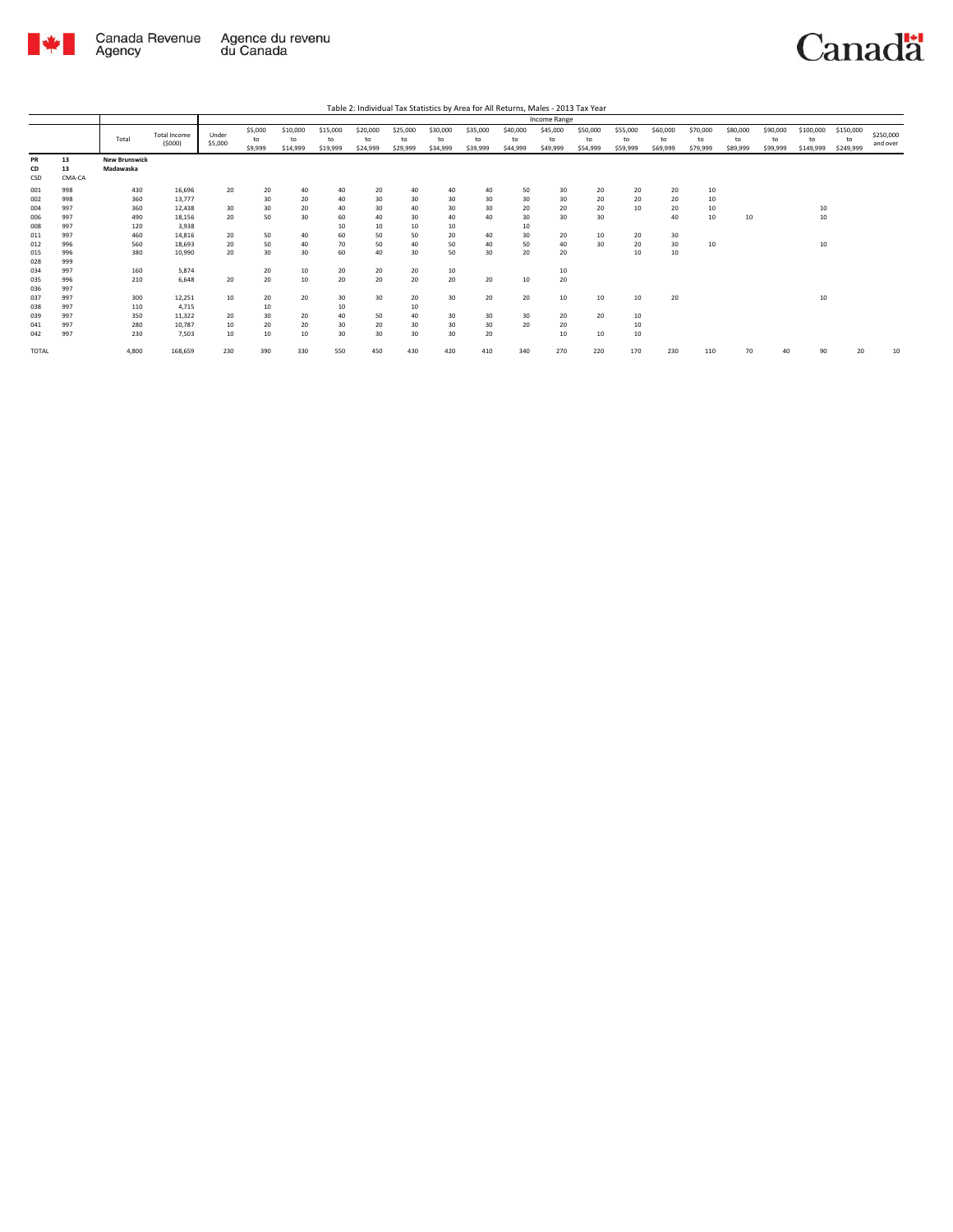Table 2: Individual Tax Statistics by Area for All Returns, Males - 2013 Tax Year

| | | Total | Total Income (\$000) | Income Range | | | | | | | | | | | | | | | | | | |
|---|---|---|---|---|---|---|---|---|---|---|---|---|---|---|---|---|---|---|---|---|---|---|
| | | | | Under \$5,000 | \$5,000 to \$9,999 | \$10,000 to \$14,999 | \$15,000 to \$19,999 | \$20,000 to \$24,999 | \$25,000 to \$29,999 | \$30,000 to \$34,999 | \$35,000 to \$39,999 | \$40,000 to \$44,999 | \$45,000 to \$49,999 | \$50,000 to \$54,999 | \$55,000 to \$59,999 | \$60,000 to \$69,999 | \$70,000 to \$79,999 | \$80,000 to \$89,999 | \$90,000 to \$99,999 | \$100,000 to \$149,999 | \$150,000 to \$249,999 | \$250,000 and over |
| **PR** | **13** | **New Brunswick** | | | | | | | | | | | | | | | | | | | | |
| **CD** | **13** | **Madawaska** | | | | | | | | | | | | | | | | | | | | |
| CSD | CMA-CA | | | | | | | | | | | | | | | | | | | | | |
| 001 | 998 | 430 | 16,696 | 20 | 20 | 40 | 40 | 20 | 40 | 40 | 40 | 50 | 30 | 20 | 20 | 20 | 10 | | | | | |
| 002 | 998 | 360 | 13,777 | | 30 | 20 | 40 | 30 | 30 | 30 | 30 | 30 | 30 | 20 | 20 | 20 | 10 | | | | | |
| 004 | 997 | 360 | 12,438 | 30 | 30 | 20 | 40 | 30 | 40 | 30 | 30 | 20 | 20 | 20 | 10 | 20 | 10 | | | 10 | | |
| 006 | 997 | 490 | 18,156 | 20 | 50 | 30 | 60 | 40 | 30 | 40 | 40 | 30 | 30 | 30 | | 40 | 10 | 10 | | 10 | | |
| 008 | 997 | 120 | 3,938 | | | | 10 | 10 | 10 | 10 | | 10 | | | | | | | | | | |
| 011 | 997 | 460 | 14,816 | 20 | 50 | 40 | 60 | 50 | 50 | 20 | 40 | 30 | 20 | 10 | 20 | 30 | | | | | | |
| 012 | 996 | 560 | 18,693 | 20 | 50 | 40 | 70 | 50 | 40 | 50 | 40 | 50 | 40 | 30 | 20 | 30 | 10 | | | 10 | | |
| 015 | 996 | 380 | 10,990 | 20 | 30 | 30 | 60 | 40 | 30 | 50 | 30 | 20 | 20 | | 10 | 10 | | | | | | |
| 028 | 999 | | | | | | | | | | | | | | | | | | | | | |
| 034 | 997 | 160 | 5,874 | | 20 | 10 | 20 | 20 | 20 | 10 | | | 10 | | | | | | | | | |
| 035 | 996 | 210 | 6,648 | 20 | 20 | 10 | 20 | 20 | 20 | 20 | 20 | 10 | 20 | | | | | | | | | |
| 036 | 997 | | | | | | | | | | | | | | | | | | | | | |
| 037 | 997 | 300 | 12,251 | 10 | 20 | 20 | 30 | 30 | 20 | 30 | 20 | 20 | 10 | 10 | 10 | 20 | | | | 10 | | |
| 038 | 997 | 110 | 4,715 | | 10 | | 10 | | 10 | | | | | | | | | | | | | |
| 039 | 997 | 350 | 11,322 | 20 | 30 | 20 | 40 | 50 | 40 | 30 | 30 | 30 | 20 | 20 | 10 | | | | | | | |
| 041 | 997 | 280 | 10,787 | 10 | 20 | 20 | 30 | 20 | 30 | 30 | 30 | 20 | 20 | | 10 | | | | | | | |
| 042 | 997 | 230 | 7,503 | 10 | 10 | 10 | 30 | 30 | 30 | 30 | 20 | | 10 | 10 | 10 | | | | | | | |
| TOTAL | | 4,800 | 168,659 | 230 | 390 | 330 | 550 | 450 | 430 | 420 | 410 | 340 | 270 | 220 | 170 | 230 | 110 | 70 | 40 | 90 | 20 | 10 |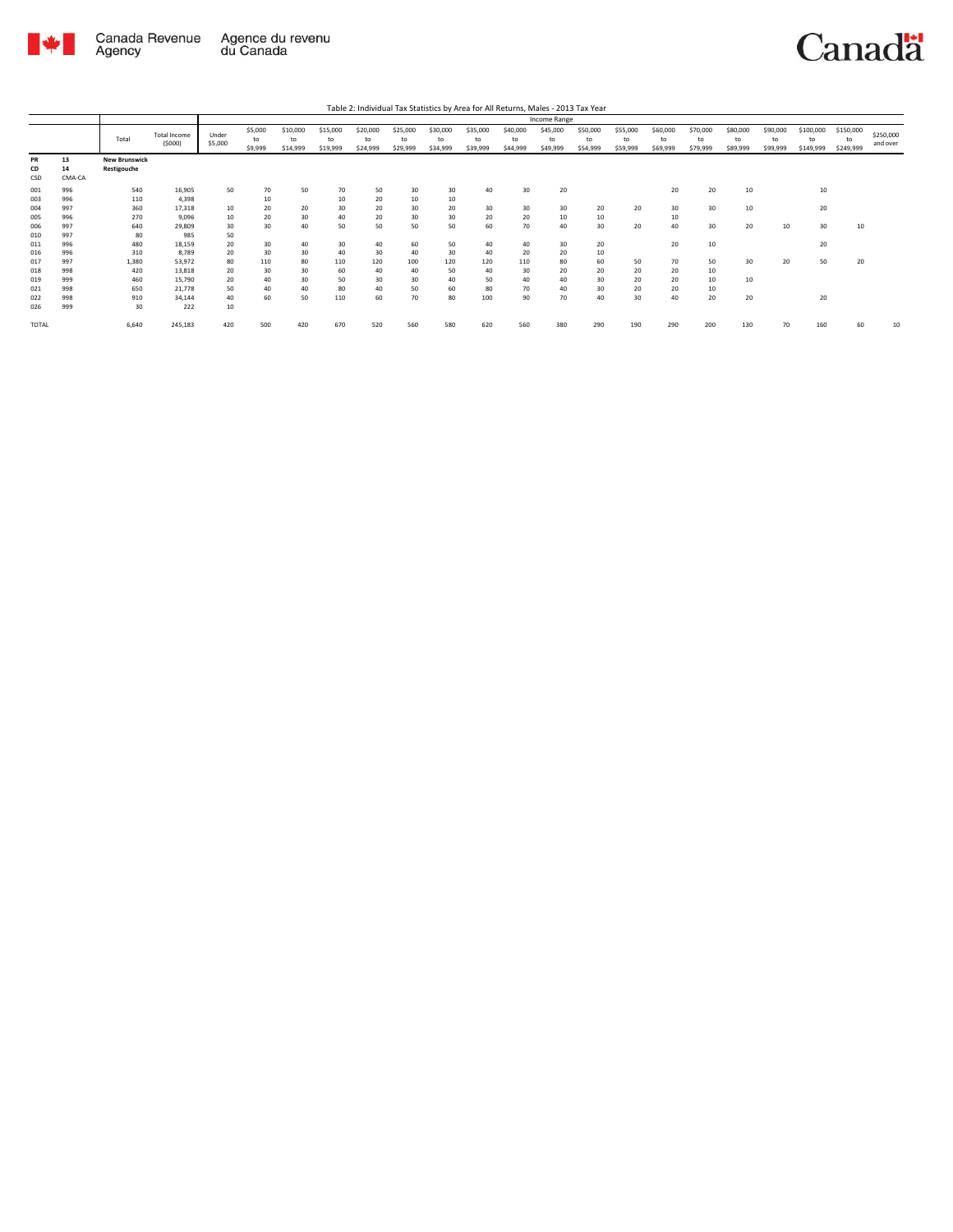Table 2: Individual Tax Statistics by Area for All Returns, Males - 2013 Tax Year

| | | Total | Total Income ($000) | Income Range | | | | | | | | | | | | | | | | | | |
|---|---|---|---|---|---|---|---|---|---|---|---|---|---|---|---|---|---|---|---|---|---|---|
| | | | | Under $5,000 | $5,000 to $9,999 | $10,000 to $14,999 | $15,000 to $19,999 | $20,000 to $24,999 | $25,000 to $29,999 | $30,000 to $34,999 | $35,000 to $39,999 | $40,000 to $44,999 | $45,000 to $49,999 | $50,000 to $54,999 | $55,000 to $59,999 | $60,000 to $69,999 | $70,000 to $79,999 | $80,000 to $89,999 | $90,000 to $99,999 | $100,000 to $149,999 | $150,000 to $249,999 | $250,000 and over |
| **PR** | **13** | **New Brunswick** | | | | | | | | | | | | | | | | | | | | |
| **CD** | **14** | **Restigouche** | | | | | | | | | | | | | | | | | | | | |
| CSD | CMA-CA | | | | | | | | | | | | | | | | | | | | | |
| 001 | 996 | 540 | 16,905 | 50 | 70 | 50 | 70 | 50 | 30 | 30 | 40 | 30 | 20 | | | 20 | 20 | 10 | | 10 | | |
| 003 | 996 | 110 | 4,398 | | 10 | | 10 | 20 | 10 | 10 | | | | | | | | | | | | |
| 004 | 997 | 360 | 17,318 | 10 | 20 | 20 | 30 | 20 | 30 | 20 | 30 | 30 | 30 | 20 | 20 | 30 | 30 | 10 | | 20 | | |
| 005 | 996 | 270 | 9,096 | 10 | 20 | 30 | 40 | 20 | 30 | 30 | 20 | 20 | 10 | 10 | | 10 | | | | | | |
| 006 | 997 | 640 | 29,809 | 30 | 30 | 40 | 50 | 50 | 50 | 50 | 60 | 70 | 40 | 30 | 20 | 40 | 30 | 20 | 10 | 30 | 10 | |
| 010 | 997 | 80 | 985 | 50 | | | | | | | | | | | | | | | | | | |
| 011 | 996 | 480 | 18,159 | 20 | 30 | 40 | 30 | 40 | 60 | 50 | 40 | 40 | 30 | 20 | | 20 | 10 | | | 20 | | |
| 016 | 996 | 310 | 8,789 | 20 | 30 | 30 | 40 | 30 | 40 | 30 | 40 | 20 | 20 | 10 | | | | | | | | |
| 017 | 997 | 1,380 | 53,972 | 80 | 110 | 80 | 110 | 120 | 100 | 120 | 120 | 110 | 80 | 60 | 50 | 70 | 50 | 30 | 20 | 50 | 20 | |
| 018 | 998 | 420 | 13,818 | 20 | 30 | 30 | 60 | 40 | 40 | 50 | 40 | 30 | 20 | 20 | 20 | 20 | 10 | | | | | |
| 019 | 999 | 460 | 15,790 | 20 | 40 | 30 | 50 | 30 | 30 | 40 | 50 | 40 | 40 | 30 | 20 | 20 | 10 | 10 | | | | |
| 021 | 998 | 650 | 21,778 | 50 | 40 | 40 | 80 | 40 | 50 | 60 | 80 | 70 | 40 | 30 | 20 | 20 | 10 | | | | | |
| 022 | 998 | 910 | 34,144 | 40 | 60 | 50 | 110 | 60 | 70 | 80 | 100 | 90 | 70 | 40 | 30 | 40 | 20 | 20 | | 20 | | |
| 026 | 999 | 30 | 222 | 10 | | | | | | | | | | | | | | | | | | |
| TOTAL | | 6,640 | 245,183 | 420 | 500 | 420 | 670 | 520 | 560 | 580 | 620 | 560 | 380 | 290 | 190 | 290 | 200 | 130 | 70 | 160 | 60 | 10 |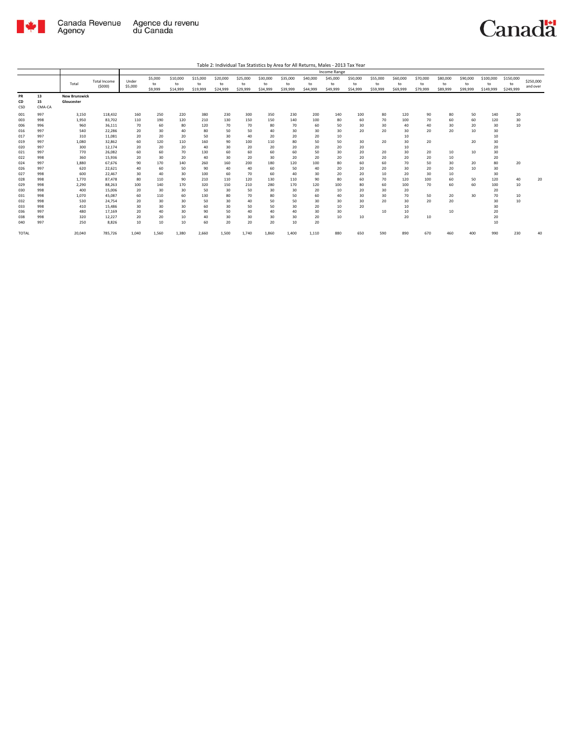Table 2: Individual Tax Statistics by Area for All Returns, Males - 2013 Tax Year

| | | | | Income Range | | | | | | | | | | | | | | | | | | |
|---|---|---|---|---|---|---|---|---|---|---|---|---|---|---|---|---|---|---|---|---|---|---|
| | | Total | Total Income (\$000) | Under \$5,000 | \$5,000 to \$9,999 | \$10,000 to \$14,999 | \$15,000 to \$19,999 | \$20,000 to \$24,999 | \$25,000 to \$29,999 | \$30,000 to \$34,999 | \$35,000 to \$39,999 | \$40,000 to \$44,999 | \$45,000 to \$49,999 | \$50,000 to \$54,999 | \$55,000 to \$59,999 | \$60,000 to \$69,999 | \$70,000 to \$79,999 | \$80,000 to \$89,999 | \$90,000 to \$99,999 | \$100,000 to \$149,999 | \$150,000 to \$249,999 | \$250,000 and over |
| PR | 13 | New Brunswick | | | | | | | | | | | | | | | | | | | | |
| CD | 15 | Gloucester | | | | | | | | | | | | | | | | | | | | |
| CSD | CMA-CA | | | | | | | | | | | | | | | | | | | | | |
| 001 | 997 | 3,150 | 118,432 | 160 | 250 | 220 | 380 | 230 | 300 | 350 | 230 | 200 | 140 | 100 | 80 | 120 | 90 | 80 | 50 | 140 | 20 | |
| 003 | 998 | 1,950 | 83,702 | 110 | 190 | 120 | 210 | 130 | 150 | 150 | 140 | 100 | 80 | 60 | 70 | 100 | 70 | 60 | 60 | 120 | 30 | |
| 006 | 996 | 960 | 36,111 | 70 | 60 | 80 | 120 | 70 | 70 | 80 | 70 | 60 | 50 | 30 | 30 | 40 | 40 | 30 | 20 | 30 | 10 | |
| 016 | 997 | 540 | 22,286 | 20 | 30 | 40 | 80 | 50 | 50 | 40 | 30 | 30 | 30 | 20 | 20 | 30 | 20 | 20 | 10 | 30 | | |
| 017 | 997 | 310 | 11,081 | 20 | 20 | 20 | 50 | 30 | 40 | 20 | 20 | 20 | 10 | | | 10 | | | | 10 | | |
| 019 | 997 | 1,080 | 32,862 | 60 | 120 | 110 | 160 | 90 | 100 | 110 | 80 | 50 | 50 | 30 | 20 | 30 | 20 | | 20 | 30 | | |
| 020 | 997 | 300 | 12,174 | 20 | 20 | 20 | 40 | 30 | 20 | 20 | 20 | 20 | 20 | 20 | | 10 | | | | 20 | | |
| 021 | 997 | 770 | 26,082 | 60 | 60 | 70 | 130 | 60 | 60 | 60 | 60 | 50 | 30 | 20 | 20 | 30 | 20 | 10 | 10 | 30 | | |
| 022 | 998 | 360 | 15,936 | 20 | 30 | 20 | 40 | 30 | 20 | 30 | 20 | 20 | 20 | 20 | 20 | 20 | 20 | 10 | | 20 | | |
| 024 | 997 | 1,880 | 67,676 | 90 | 170 | 140 | 260 | 160 | 200 | 180 | 120 | 100 | 80 | 60 | 60 | 70 | 50 | 30 | 20 | 80 | 20 | |
| 026 | 997 | 620 | 22,621 | 40 | 60 | 50 | 90 | 40 | 40 | 60 | 50 | 40 | 20 | 20 | 20 | 30 | 20 | 20 | 10 | 30 | | |
| 027 | 998 | 600 | 22,467 | 30 | 40 | 30 | 100 | 60 | 70 | 60 | 40 | 30 | 20 | 20 | 10 | 20 | 30 | 10 | | 30 | | |
| 028 | 998 | 1,770 | 87,478 | 80 | 110 | 90 | 210 | 110 | 120 | 130 | 110 | 90 | 80 | 60 | 70 | 120 | 100 | 60 | 50 | 120 | 40 | 20 |
| 029 | 998 | 2,290 | 88,263 | 100 | 140 | 170 | 320 | 150 | 210 | 280 | 170 | 120 | 100 | 80 | 60 | 100 | 70 | 60 | 60 | 100 | 10 | |
| 030 | 998 | 400 | 15,006 | 20 | 30 | 30 | 50 | 30 | 50 | 30 | 30 | 20 | 10 | 20 | 30 | 20 | | | | 20 | | |
| 031 | 998 | 1,070 | 45,087 | 60 | 110 | 60 | 130 | 80 | 70 | 80 | 50 | 60 | 40 | 30 | 30 | 70 | 50 | 20 | 30 | 70 | 10 | |
| 032 | 998 | 530 | 24,754 | 20 | 30 | 30 | 50 | 30 | 40 | 50 | 50 | 30 | 30 | 30 | 20 | 30 | 20 | 20 | | 30 | 10 | |
| 033 | 998 | 410 | 15,486 | 30 | 30 | 30 | 60 | 30 | 50 | 50 | 30 | 20 | 10 | 20 | | 10 | | | | 30 | | |
| 036 | 997 | 480 | 17,169 | 20 | 40 | 30 | 90 | 50 | 40 | 40 | 40 | 30 | 30 | | 10 | 10 | | 10 | | 20 | | |
| 038 | 998 | 320 | 12,227 | 20 | 20 | 10 | 40 | 30 | 30 | 30 | 30 | 20 | 10 | 10 | | 20 | 10 | | | 20 | | |
| 040 | 997 | 250 | 8,826 | 10 | 10 | 10 | 60 | 20 | 20 | 20 | 10 | 20 | | | | | | | | 10 | | |
| TOTAL | | 20,040 | 785,726 | 1,040 | 1,560 | 1,380 | 2,660 | 1,500 | 1,740 | 1,860 | 1,400 | 1,110 | 880 | 650 | 590 | 890 | 670 | 460 | 400 | 990 | 230 | 40 |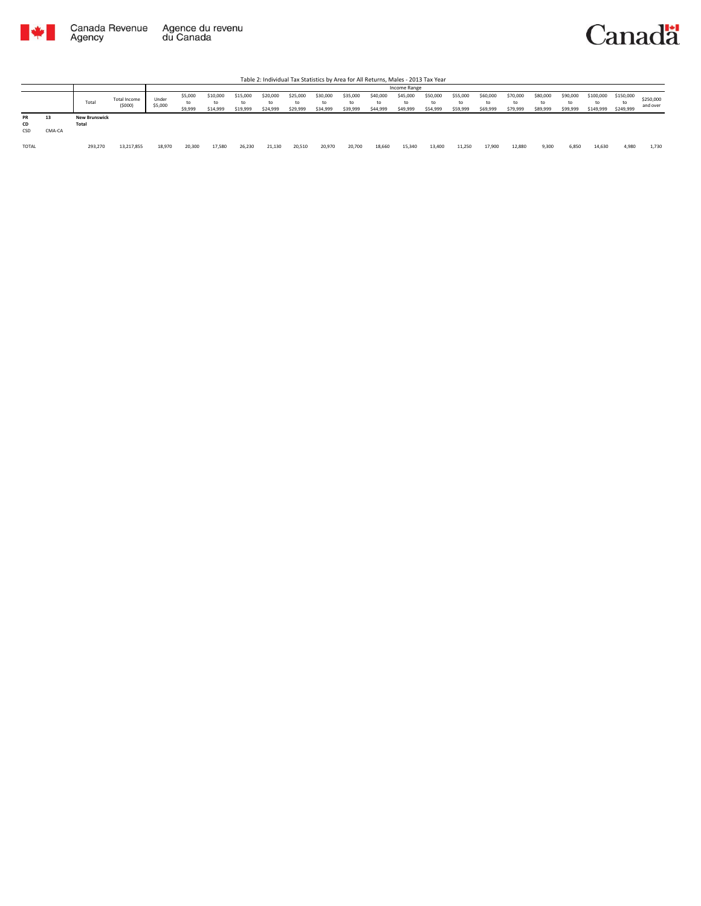Canada Revenue Agency — Agence du revenu du Canada — Canada

Table 2: Individual Tax Statistics by Area for All Returns, Males - 2013 Tax Year

| | | | | Income Range | | | | | | | | | | | | | | | | | | | | |
|---|---|---|---|---|---|---|---|---|---|---|---|---|---|---|---|---|---|---|---|---|---|---|---|---|
| | | Total | Total Income ($000) | Under $5,000 | $5,000 to $9,999 | $10,000 to $14,999 | $15,000 to $19,999 | $20,000 to $24,999 | $25,000 to $29,999 | $30,000 to $34,999 | $35,000 to $39,999 | $40,000 to $44,999 | $45,000 to $49,999 | $50,000 to $54,999 | $55,000 to $59,999 | $60,000 to $69,999 | $70,000 to $79,999 | $80,000 to $89,999 | $90,000 to $99,999 | $100,000 to $149,999 | $150,000 to $249,999 | $250,000 and over |
| **PR** / **CD** / CSD | **13** / CMA-CA | **New Brunswick Total** | | | | | | | | | | | | | | | | | | | | | | |
| TOTAL | | 293,270 | 13,217,855 | 18,970 | 20,300 | 17,580 | 26,230 | 21,130 | 20,510 | 20,970 | 20,700 | 18,660 | 15,340 | 13,400 | 11,250 | 17,900 | 12,880 | 9,300 | 6,850 | 14,630 | 4,980 | 1,730 |